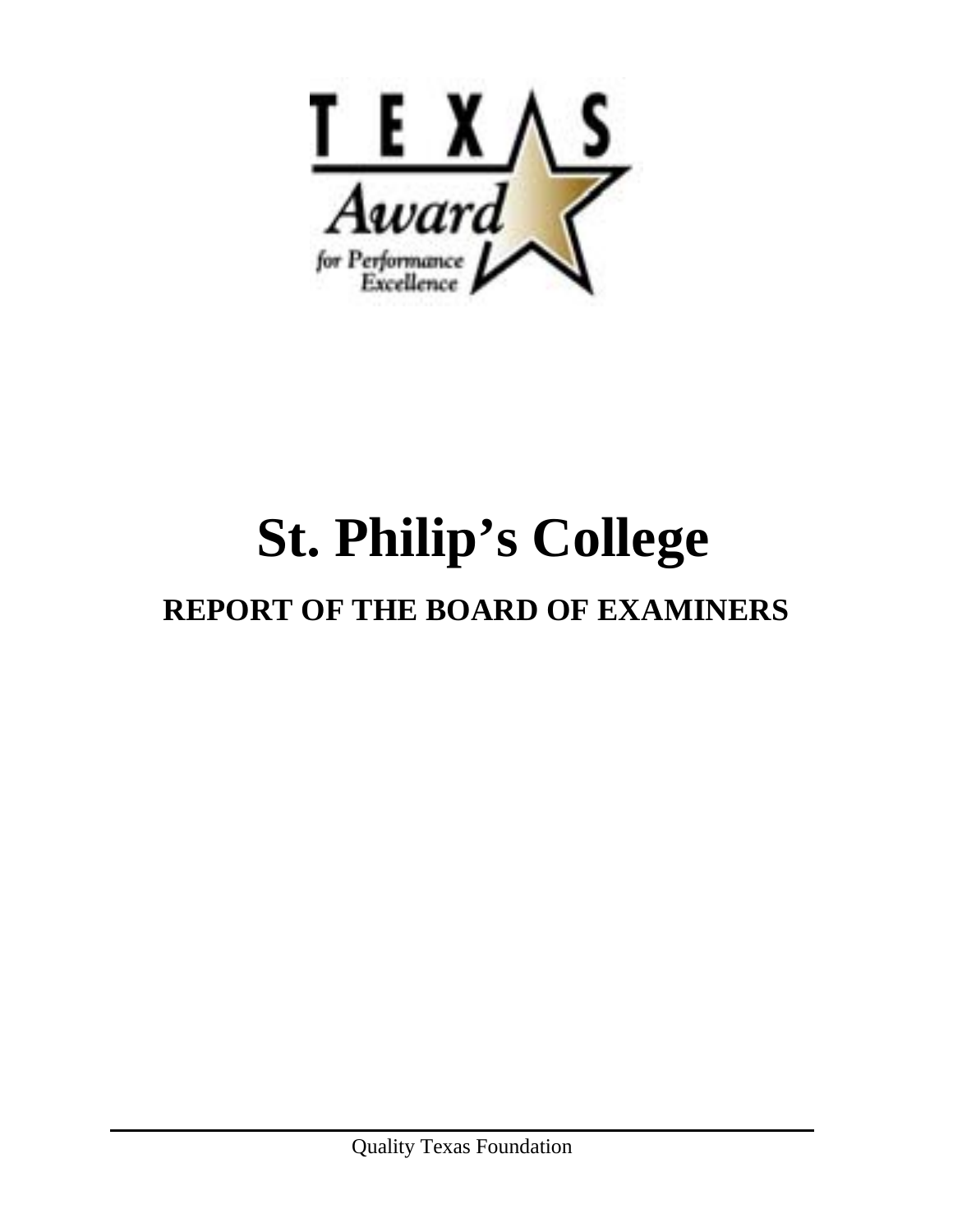TEXAS Award for Performance Excellence

# St. Philip's College

## REPORT OF THE BOARD OF EXAMINERS

Quality Texas Foundation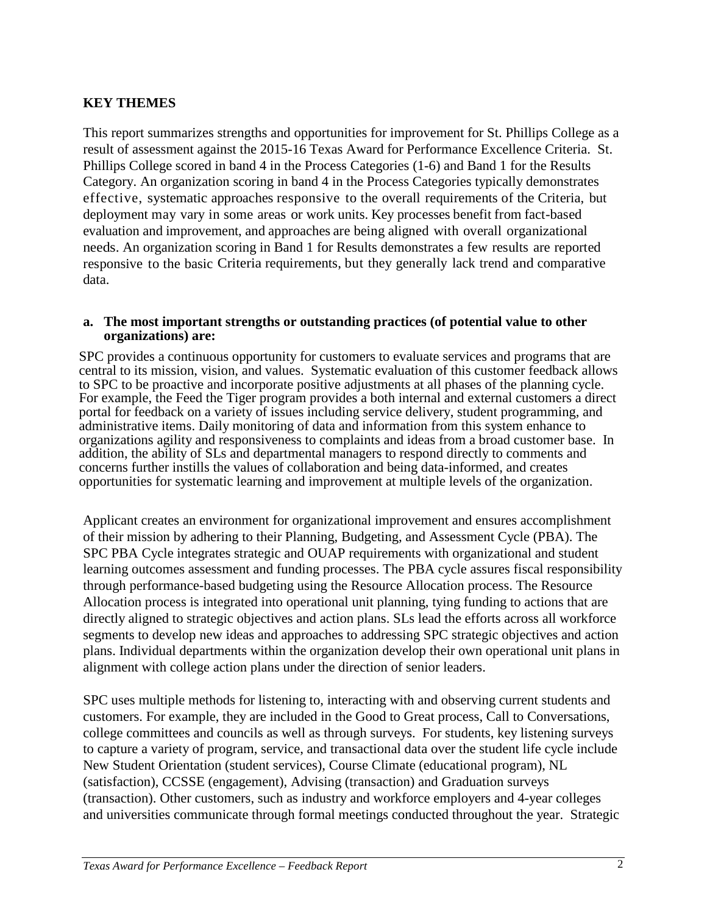## KEY THEMES

This report summarizes strengths and opportunities for improvement for St. Phillips College as a result of assessment against the 2015-16 Texas Award for Performance Excellence Criteria. St. Phillips College scored in band 4 in the Process Categories (1-6) and Band 1 for the Results Category. An organization scoring in band 4 in the Process Categories typically demonstrates effective, systematic approaches responsive to the overall requirements of the Criteria, but deployment may vary in some areas or work units. Key processes benefit from fact-based evaluation and improvement, and approaches are being aligned with overall organizational needs. An organization scoring in Band 1 for Results demonstrates a few results are reported responsive to the basic Criteria requirements, but they generally lack trend and comparative data.

**a. The most important strengths or outstanding practices (of potential value to other organizations) are:**

SPC provides a continuous opportunity for customers to evaluate services and programs that are central to its mission, vision, and values. Systematic evaluation of this customer feedback allows to SPC to be proactive and incorporate positive adjustments at all phases of the planning cycle. For example, the Feed the Tiger program provides a both internal and external customers a direct portal for feedback on a variety of issues including service delivery, student programming, and administrative items. Daily monitoring of data and information from this system enhance to organizations agility and responsiveness to complaints and ideas from a broad customer base. In addition, the ability of SLs and departmental managers to respond directly to comments and concerns further instills the values of collaboration and being data-informed, and creates opportunities for systematic learning and improvement at multiple levels of the organization.

Applicant creates an environment for organizational improvement and ensures accomplishment of their mission by adhering to their Planning, Budgeting, and Assessment Cycle (PBA). The SPC PBA Cycle integrates strategic and OUAP requirements with organizational and student learning outcomes assessment and funding processes. The PBA cycle assures fiscal responsibility through performance-based budgeting using the Resource Allocation process. The Resource Allocation process is integrated into operational unit planning, tying funding to actions that are directly aligned to strategic objectives and action plans. SLs lead the efforts across all workforce segments to develop new ideas and approaches to addressing SPC strategic objectives and action plans. Individual departments within the organization develop their own operational unit plans in alignment with college action plans under the direction of senior leaders.

SPC uses multiple methods for listening to, interacting with and observing current students and customers. For example, they are included in the Good to Great process, Call to Conversations, college committees and councils as well as through surveys. For students, key listening surveys to capture a variety of program, service, and transactional data over the student life cycle include New Student Orientation (student services), Course Climate (educational program), NL (satisfaction), CCSSE (engagement), Advising (transaction) and Graduation surveys (transaction). Other customers, such as industry and workforce employers and 4-year colleges and universities communicate through formal meetings conducted throughout the year. Strategic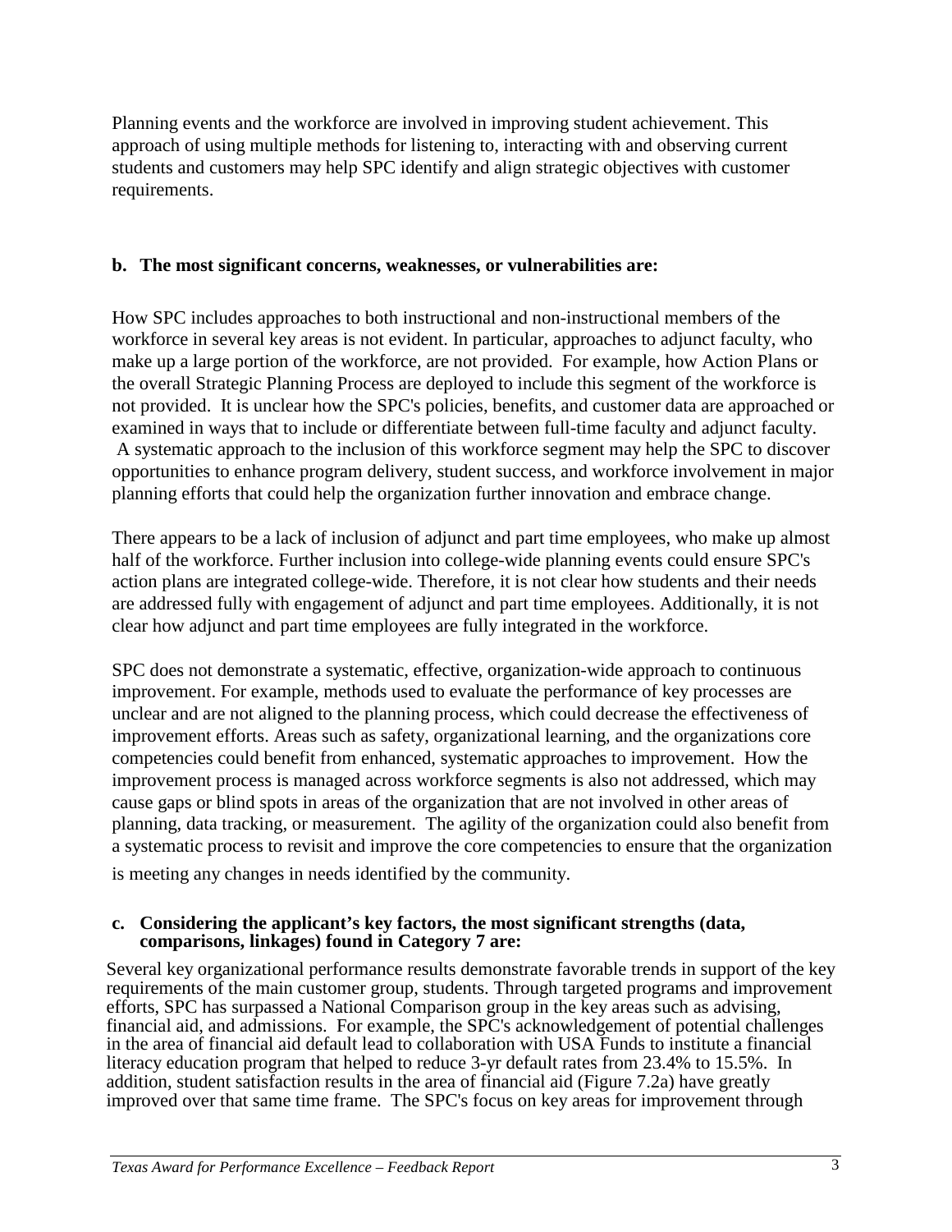Planning events and the workforce are involved in improving student achievement. This approach of using multiple methods for listening to, interacting with and observing current students and customers may help SPC identify and align strategic objectives with customer requirements.

**b. The most significant concerns, weaknesses, or vulnerabilities are:**

How SPC includes approaches to both instructional and non-instructional members of the workforce in several key areas is not evident. In particular, approaches to adjunct faculty, who make up a large portion of the workforce, are not provided. For example, how Action Plans or the overall Strategic Planning Process are deployed to include this segment of the workforce is not provided. It is unclear how the SPC's policies, benefits, and customer data are approached or examined in ways that to include or differentiate between full-time faculty and adjunct faculty. A systematic approach to the inclusion of this workforce segment may help the SPC to discover opportunities to enhance program delivery, student success, and workforce involvement in major planning efforts that could help the organization further innovation and embrace change.

There appears to be a lack of inclusion of adjunct and part time employees, who make up almost half of the workforce. Further inclusion into college-wide planning events could ensure SPC's action plans are integrated college-wide. Therefore, it is not clear how students and their needs are addressed fully with engagement of adjunct and part time employees. Additionally, it is not clear how adjunct and part time employees are fully integrated in the workforce.

SPC does not demonstrate a systematic, effective, organization-wide approach to continuous improvement. For example, methods used to evaluate the performance of key processes are unclear and are not aligned to the planning process, which could decrease the effectiveness of improvement efforts. Areas such as safety, organizational learning, and the organizations core competencies could benefit from enhanced, systematic approaches to improvement. How the improvement process is managed across workforce segments is also not addressed, which may cause gaps or blind spots in areas of the organization that are not involved in other areas of planning, data tracking, or measurement. The agility of the organization could also benefit from a systematic process to revisit and improve the core competencies to ensure that the organization is meeting any changes in needs identified by the community.

**c. Considering the applicant's key factors, the most significant strengths (data, comparisons, linkages) found in Category 7 are:**

Several key organizational performance results demonstrate favorable trends in support of the key requirements of the main customer group, students. Through targeted programs and improvement efforts, SPC has surpassed a National Comparison group in the key areas such as advising, financial aid, and admissions. For example, the SPC's acknowledgement of potential challenges in the area of financial aid default lead to collaboration with USA Funds to institute a financial literacy education program that helped to reduce 3-yr default rates from 23.4% to 15.5%. In addition, student satisfaction results in the area of financial aid (Figure 7.2a) have greatly improved over that same time frame. The SPC's focus on key areas for improvement through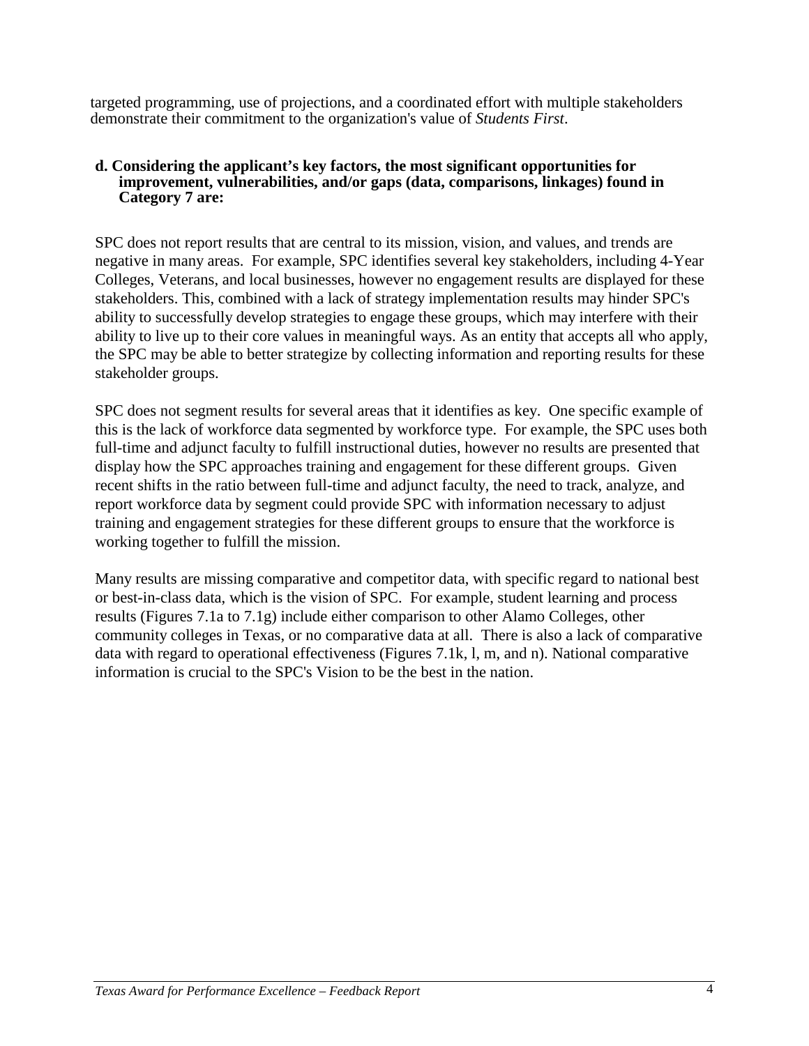targeted programming, use of projections, and a coordinated effort with multiple stakeholders demonstrate their commitment to the organization's value of *Students First*.

**d. Considering the applicant's key factors, the most significant opportunities for improvement, vulnerabilities, and/or gaps (data, comparisons, linkages) found in Category 7 are:**

SPC does not report results that are central to its mission, vision, and values, and trends are negative in many areas. For example, SPC identifies several key stakeholders, including 4-Year Colleges, Veterans, and local businesses, however no engagement results are displayed for these stakeholders. This, combined with a lack of strategy implementation results may hinder SPC's ability to successfully develop strategies to engage these groups, which may interfere with their ability to live up to their core values in meaningful ways. As an entity that accepts all who apply, the SPC may be able to better strategize by collecting information and reporting results for these stakeholder groups.

SPC does not segment results for several areas that it identifies as key. One specific example of this is the lack of workforce data segmented by workforce type. For example, the SPC uses both full-time and adjunct faculty to fulfill instructional duties, however no results are presented that display how the SPC approaches training and engagement for these different groups. Given recent shifts in the ratio between full-time and adjunct faculty, the need to track, analyze, and report workforce data by segment could provide SPC with information necessary to adjust training and engagement strategies for these different groups to ensure that the workforce is working together to fulfill the mission.

Many results are missing comparative and competitor data, with specific regard to national best or best-in-class data, which is the vision of SPC. For example, student learning and process results (Figures 7.1a to 7.1g) include either comparison to other Alamo Colleges, other community colleges in Texas, or no comparative data at all. There is also a lack of comparative data with regard to operational effectiveness (Figures 7.1k, l, m, and n). National comparative information is crucial to the SPC's Vision to be the best in the nation.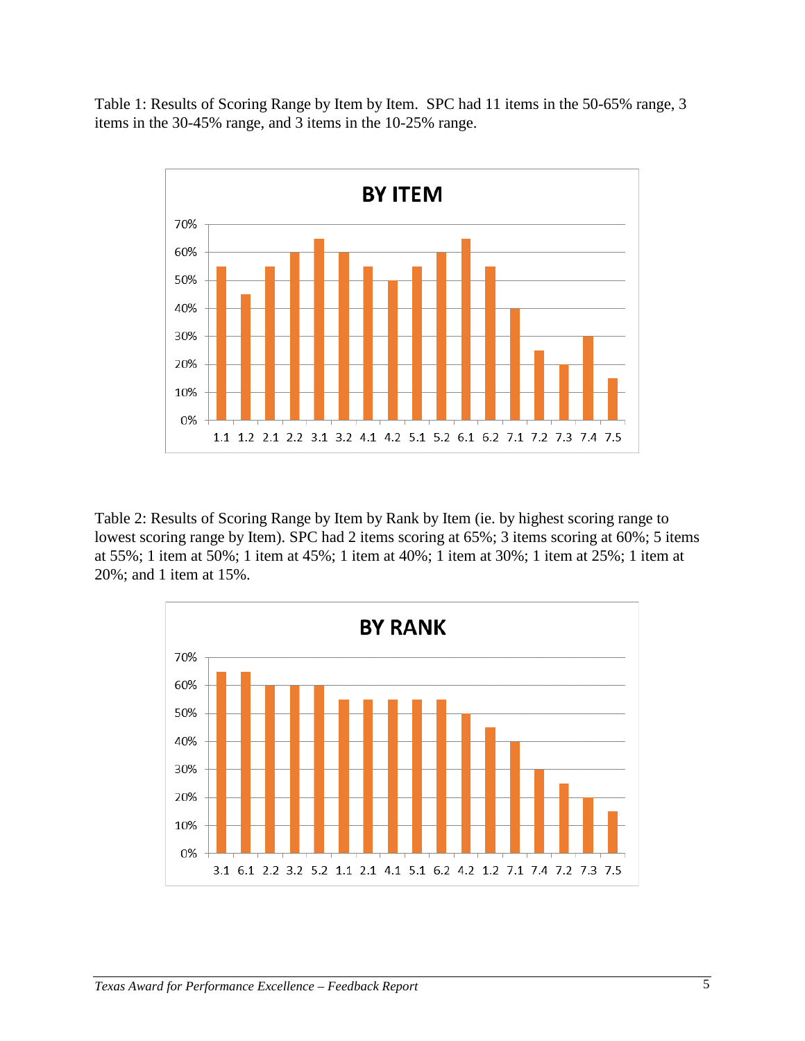Table 1: Results of Scoring Range by Item by Item. SPC had 11 items in the 50-65% range, 3 items in the 30-45% range, and 3 items in the 10-25% range.

**BY ITEM**

70%
60%
50%
40%
30%
20%
10%
0%

1.1 1.2 2.1 2.2 3.1 3.2 4.1 4.2 5.1 5.2 6.1 6.2 7.1 7.2 7.3 7.4 7.5

Table 2: Results of Scoring Range by Item by Rank by Item (ie. by highest scoring range to lowest scoring range by Item). SPC had 2 items scoring at 65%; 3 items scoring at 60%; 5 items at 55%; 1 item at 50%; 1 item at 45%; 1 item at 40%; 1 item at 30%; 1 item at 25%; 1 item at 20%; and 1 item at 15%.

**BY RANK**

70%
60%
50%
40%
30%
20%
10%
0%

3.1 6.1 2.2 3.2 5.2 1.1 2.1 4.1 5.1 6.2 4.2 1.2 7.1 7.4 7.2 7.3 7.5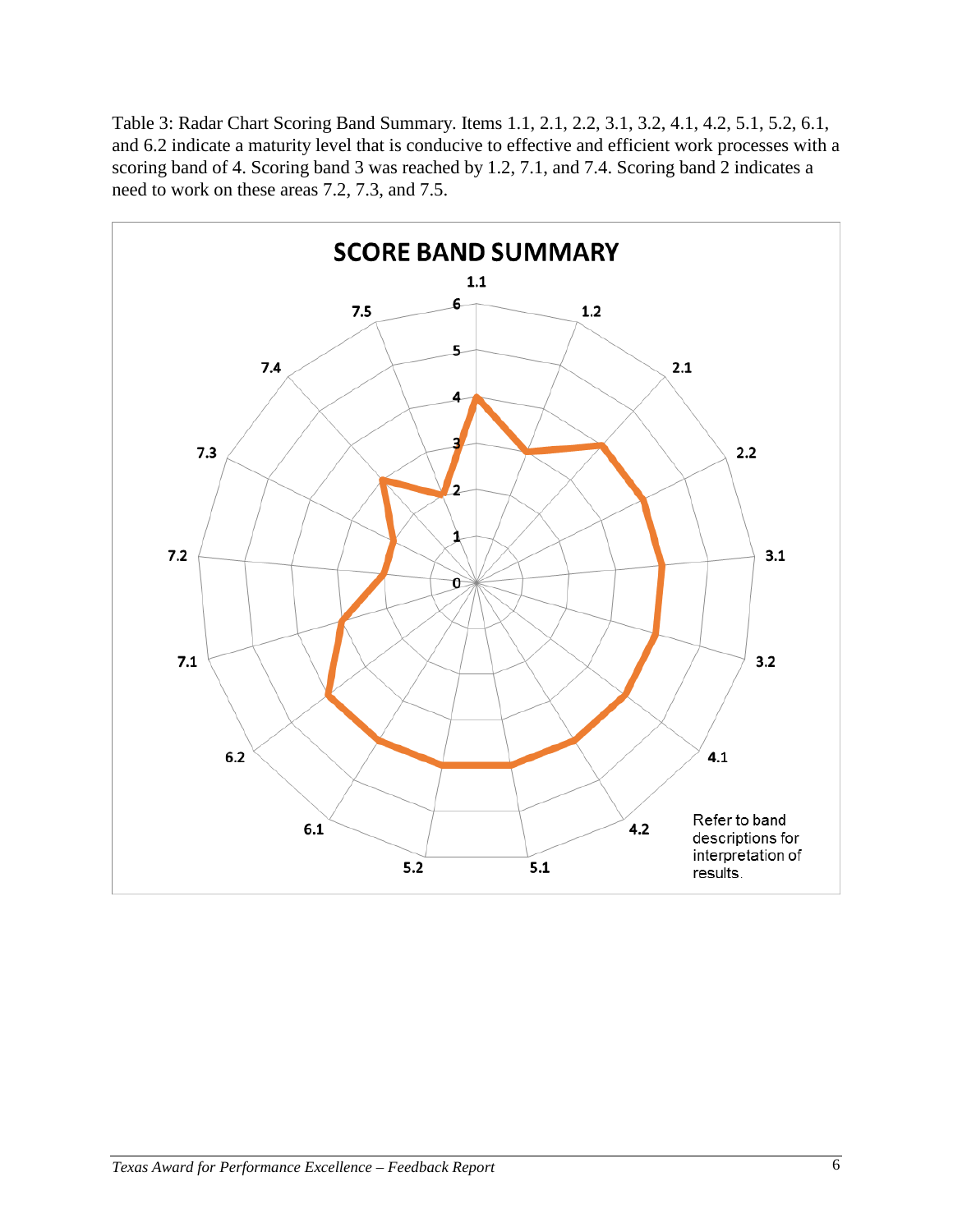Table 3: Radar Chart Scoring Band Summary. Items 1.1, 2.1, 2.2, 3.1, 3.2, 4.1, 4.2, 5.1, 5.2, 6.1, and 6.2 indicate a maturity level that is conducive to effective and efficient work processes with a scoring band of 4. Scoring band 3 was reached by 1.2, 7.1, and 7.4. Scoring band 2 indicates a need to work on these areas 7.2, 7.3, and 7.5.

SCORE BAND SUMMARY

1.1
1.2
2.1
2.2
3.1
3.2
4.1
4.2
5.1
5.2
6.1
6.2
7.1
7.2
7.3
7.4
7.5

0
1
2
3
4
5
6

Refer to band descriptions for interpretation of results.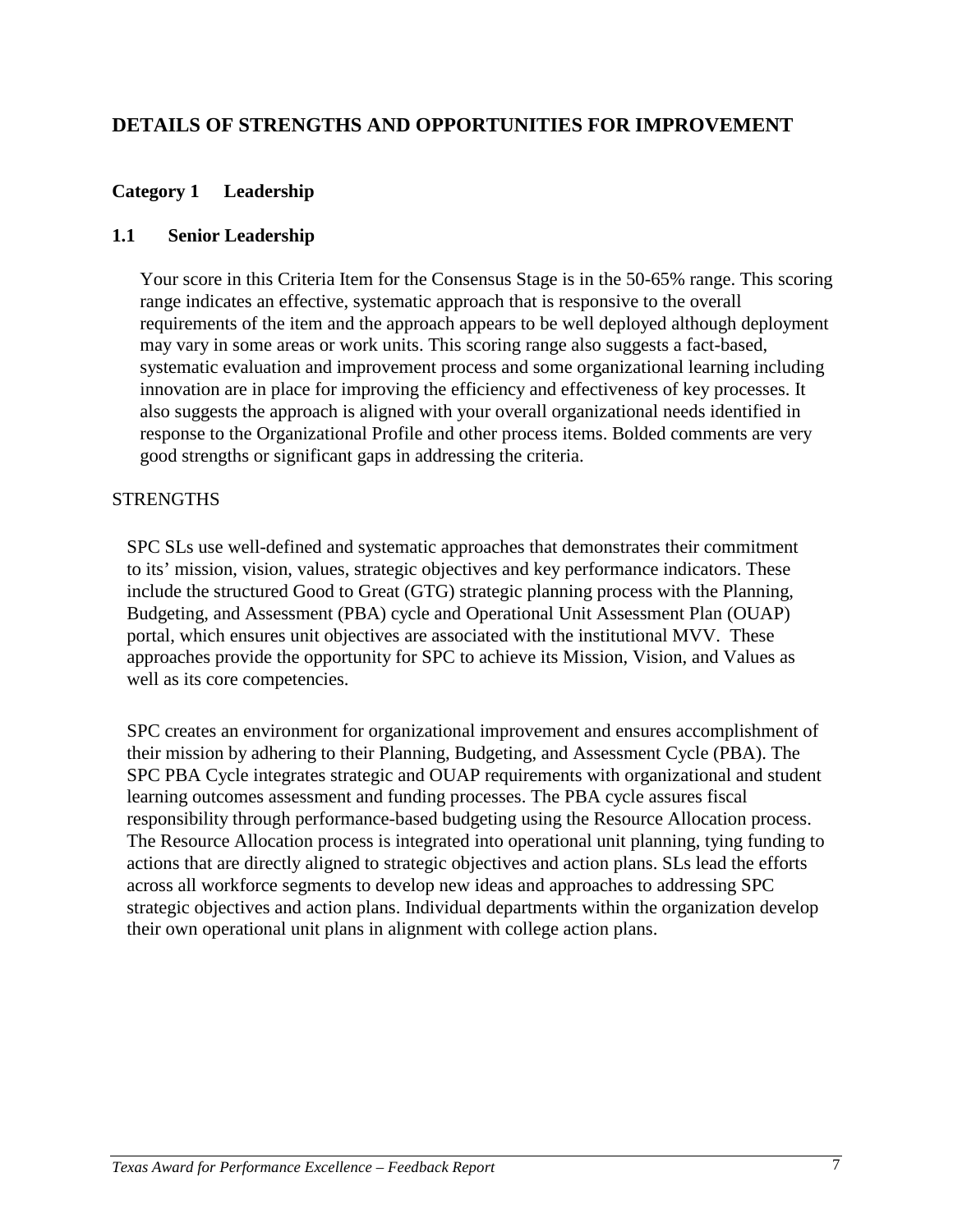## DETAILS OF STRENGTHS AND OPPORTUNITIES FOR IMPROVEMENT

### Category 1 Leadership

### 1.1 Senior Leadership

Your score in this Criteria Item for the Consensus Stage is in the 50-65% range. This scoring range indicates an effective, systematic approach that is responsive to the overall requirements of the item and the approach appears to be well deployed although deployment may vary in some areas or work units. This scoring range also suggests a fact-based, systematic evaluation and improvement process and some organizational learning including innovation are in place for improving the efficiency and effectiveness of key processes. It also suggests the approach is aligned with your overall organizational needs identified in response to the Organizational Profile and other process items. Bolded comments are very good strengths or significant gaps in addressing the criteria.

STRENGTHS

SPC SLs use well-defined and systematic approaches that demonstrates their commitment to its' mission, vision, values, strategic objectives and key performance indicators. These include the structured Good to Great (GTG) strategic planning process with the Planning, Budgeting, and Assessment (PBA) cycle and Operational Unit Assessment Plan (OUAP) portal, which ensures unit objectives are associated with the institutional MVV. These approaches provide the opportunity for SPC to achieve its Mission, Vision, and Values as well as its core competencies.

SPC creates an environment for organizational improvement and ensures accomplishment of their mission by adhering to their Planning, Budgeting, and Assessment Cycle (PBA). The SPC PBA Cycle integrates strategic and OUAP requirements with organizational and student learning outcomes assessment and funding processes. The PBA cycle assures fiscal responsibility through performance-based budgeting using the Resource Allocation process. The Resource Allocation process is integrated into operational unit planning, tying funding to actions that are directly aligned to strategic objectives and action plans. SLs lead the efforts across all workforce segments to develop new ideas and approaches to addressing SPC strategic objectives and action plans. Individual departments within the organization develop their own operational unit plans in alignment with college action plans.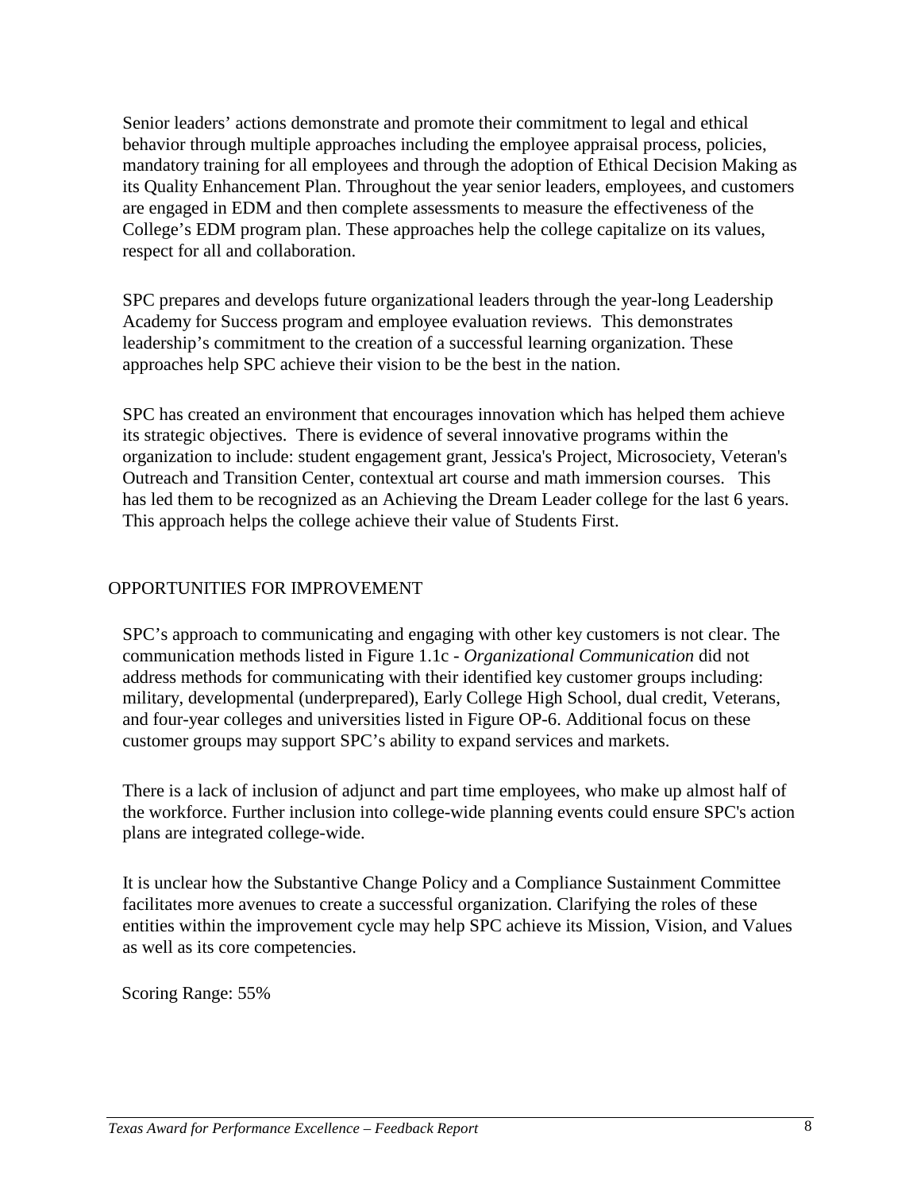Senior leaders' actions demonstrate and promote their commitment to legal and ethical behavior through multiple approaches including the employee appraisal process, policies, mandatory training for all employees and through the adoption of Ethical Decision Making as its Quality Enhancement Plan. Throughout the year senior leaders, employees, and customers are engaged in EDM and then complete assessments to measure the effectiveness of the College's EDM program plan. These approaches help the college capitalize on its values, respect for all and collaboration.

SPC prepares and develops future organizational leaders through the year-long Leadership Academy for Success program and employee evaluation reviews. This demonstrates leadership's commitment to the creation of a successful learning organization. These approaches help SPC achieve their vision to be the best in the nation.

SPC has created an environment that encourages innovation which has helped them achieve its strategic objectives. There is evidence of several innovative programs within the organization to include: student engagement grant, Jessica's Project, Microsociety, Veteran's Outreach and Transition Center, contextual art course and math immersion courses. This has led them to be recognized as an Achieving the Dream Leader college for the last 6 years. This approach helps the college achieve their value of Students First.

OPPORTUNITIES FOR IMPROVEMENT

SPC's approach to communicating and engaging with other key customers is not clear. The communication methods listed in Figure 1.1c - *Organizational Communication* did not address methods for communicating with their identified key customer groups including: military, developmental (underprepared), Early College High School, dual credit, Veterans, and four-year colleges and universities listed in Figure OP-6. Additional focus on these customer groups may support SPC's ability to expand services and markets.

There is a lack of inclusion of adjunct and part time employees, who make up almost half of the workforce. Further inclusion into college-wide planning events could ensure SPC's action plans are integrated college-wide.

It is unclear how the Substantive Change Policy and a Compliance Sustainment Committee facilitates more avenues to create a successful organization. Clarifying the roles of these entities within the improvement cycle may help SPC achieve its Mission, Vision, and Values as well as its core competencies.

Scoring Range: 55%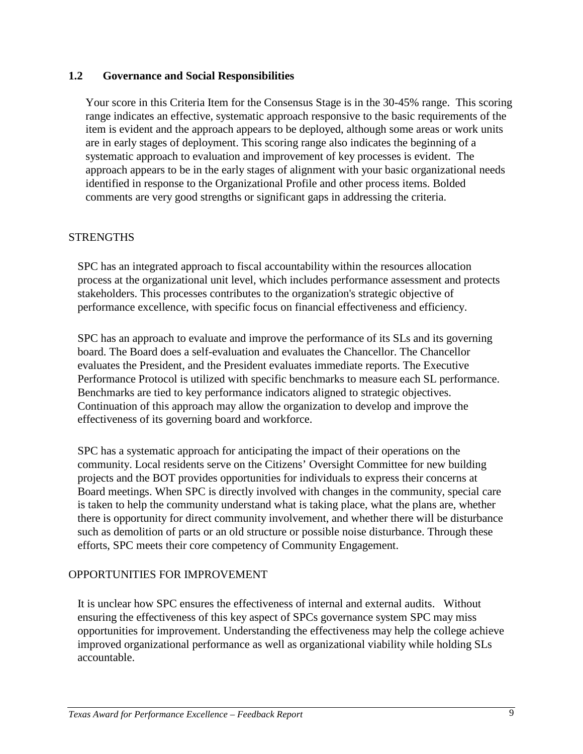### 1.2 Governance and Social Responsibilities

Your score in this Criteria Item for the Consensus Stage is in the 30-45% range. This scoring range indicates an effective, systematic approach responsive to the basic requirements of the item is evident and the approach appears to be deployed, although some areas or work units are in early stages of deployment. This scoring range also indicates the beginning of a systematic approach to evaluation and improvement of key processes is evident. The approach appears to be in the early stages of alignment with your basic organizational needs identified in response to the Organizational Profile and other process items. Bolded comments are very good strengths or significant gaps in addressing the criteria.

STRENGTHS

SPC has an integrated approach to fiscal accountability within the resources allocation process at the organizational unit level, which includes performance assessment and protects stakeholders. This processes contributes to the organization's strategic objective of performance excellence, with specific focus on financial effectiveness and efficiency.

SPC has an approach to evaluate and improve the performance of its SLs and its governing board. The Board does a self-evaluation and evaluates the Chancellor. The Chancellor evaluates the President, and the President evaluates immediate reports. The Executive Performance Protocol is utilized with specific benchmarks to measure each SL performance. Benchmarks are tied to key performance indicators aligned to strategic objectives. Continuation of this approach may allow the organization to develop and improve the effectiveness of its governing board and workforce.

SPC has a systematic approach for anticipating the impact of their operations on the community. Local residents serve on the Citizens' Oversight Committee for new building projects and the BOT provides opportunities for individuals to express their concerns at Board meetings. When SPC is directly involved with changes in the community, special care is taken to help the community understand what is taking place, what the plans are, whether there is opportunity for direct community involvement, and whether there will be disturbance such as demolition of parts or an old structure or possible noise disturbance. Through these efforts, SPC meets their core competency of Community Engagement.

OPPORTUNITIES FOR IMPROVEMENT

It is unclear how SPC ensures the effectiveness of internal and external audits. Without ensuring the effectiveness of this key aspect of SPCs governance system SPC may miss opportunities for improvement. Understanding the effectiveness may help the college achieve improved organizational performance as well as organizational viability while holding SLs accountable.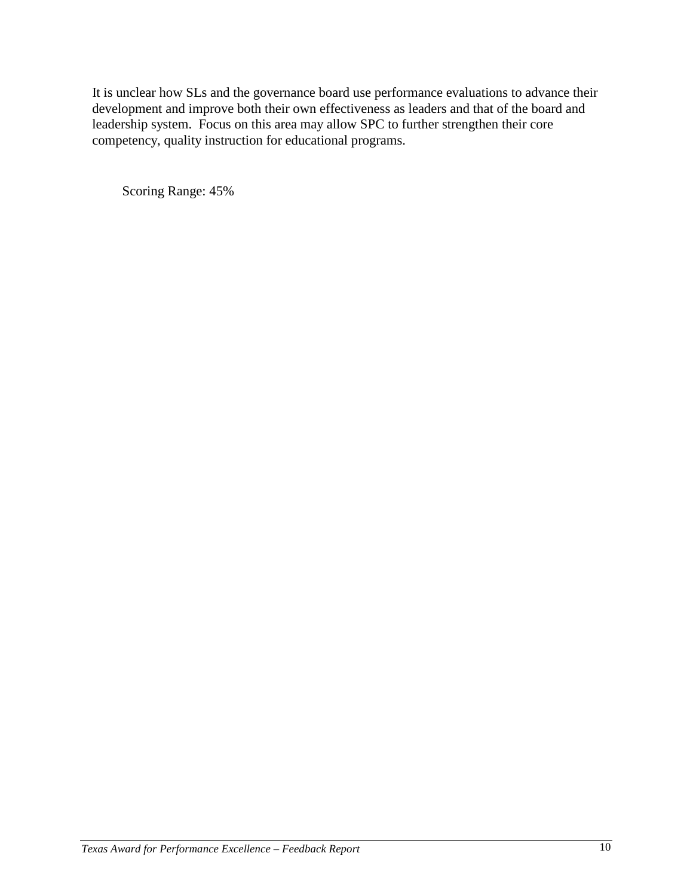It is unclear how SLs and the governance board use performance evaluations to advance their development and improve both their own effectiveness as leaders and that of the board and leadership system. Focus on this area may allow SPC to further strengthen their core competency, quality instruction for educational programs.

Scoring Range: 45%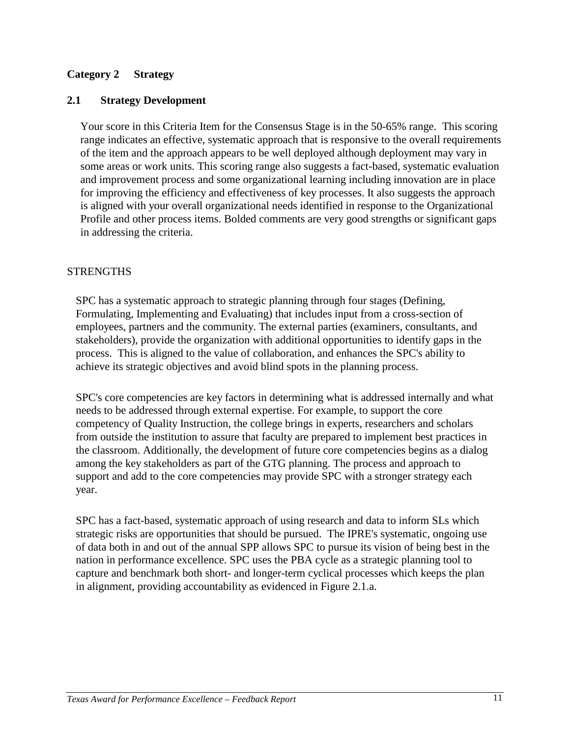## Category 2 Strategy

### 2.1 Strategy Development

Your score in this Criteria Item for the Consensus Stage is in the 50-65% range. This scoring range indicates an effective, systematic approach that is responsive to the overall requirements of the item and the approach appears to be well deployed although deployment may vary in some areas or work units. This scoring range also suggests a fact-based, systematic evaluation and improvement process and some organizational learning including innovation are in place for improving the efficiency and effectiveness of key processes. It also suggests the approach is aligned with your overall organizational needs identified in response to the Organizational Profile and other process items. Bolded comments are very good strengths or significant gaps in addressing the criteria.

STRENGTHS

SPC has a systematic approach to strategic planning through four stages (Defining, Formulating, Implementing and Evaluating) that includes input from a cross-section of employees, partners and the community. The external parties (examiners, consultants, and stakeholders), provide the organization with additional opportunities to identify gaps in the process. This is aligned to the value of collaboration, and enhances the SPC's ability to achieve its strategic objectives and avoid blind spots in the planning process.

SPC's core competencies are key factors in determining what is addressed internally and what needs to be addressed through external expertise. For example, to support the core competency of Quality Instruction, the college brings in experts, researchers and scholars from outside the institution to assure that faculty are prepared to implement best practices in the classroom. Additionally, the development of future core competencies begins as a dialog among the key stakeholders as part of the GTG planning. The process and approach to support and add to the core competencies may provide SPC with a stronger strategy each year.

SPC has a fact-based, systematic approach of using research and data to inform SLs which strategic risks are opportunities that should be pursued. The IPRE's systematic, ongoing use of data both in and out of the annual SPP allows SPC to pursue its vision of being best in the nation in performance excellence. SPC uses the PBA cycle as a strategic planning tool to capture and benchmark both short- and longer-term cyclical processes which keeps the plan in alignment, providing accountability as evidenced in Figure 2.1.a.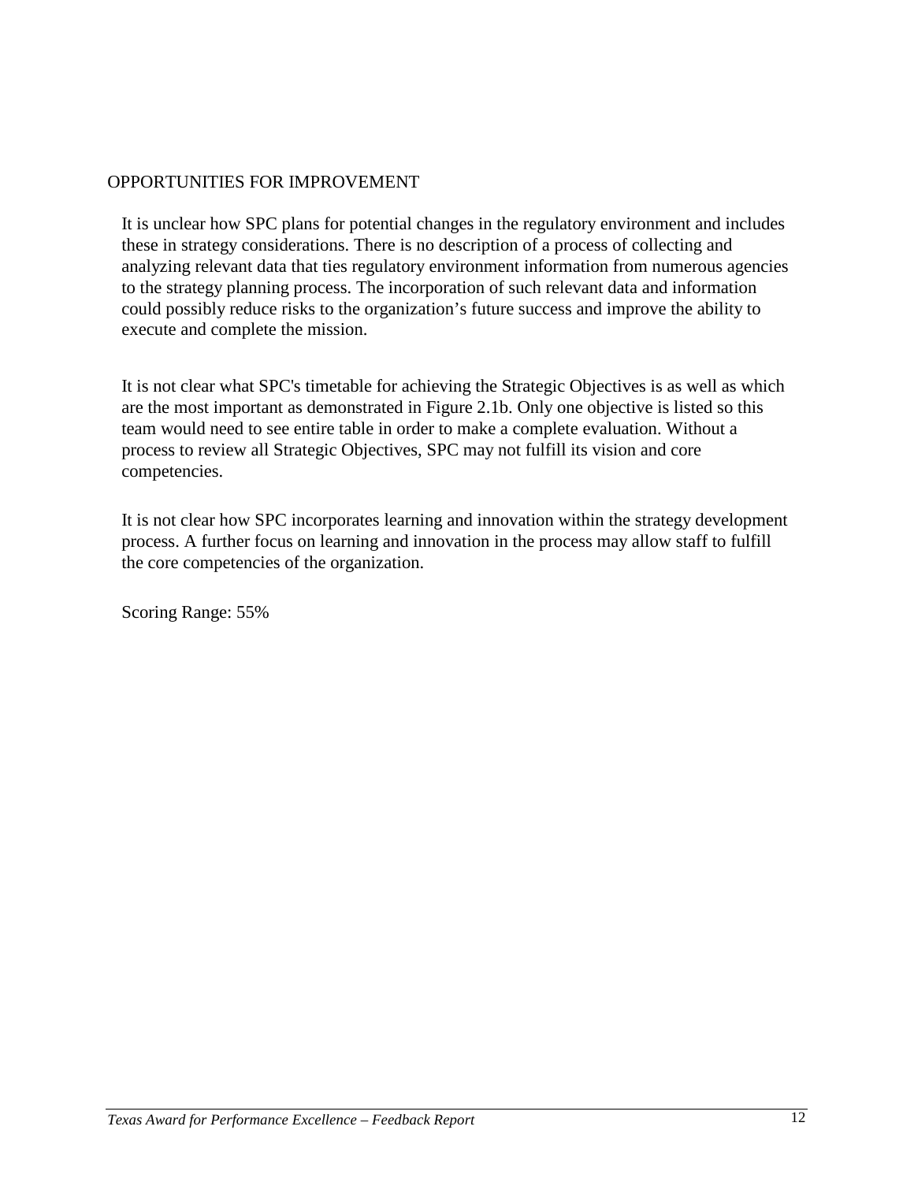## OPPORTUNITIES FOR IMPROVEMENT

It is unclear how SPC plans for potential changes in the regulatory environment and includes these in strategy considerations. There is no description of a process of collecting and analyzing relevant data that ties regulatory environment information from numerous agencies to the strategy planning process. The incorporation of such relevant data and information could possibly reduce risks to the organization's future success and improve the ability to execute and complete the mission.

It is not clear what SPC's timetable for achieving the Strategic Objectives is as well as which are the most important as demonstrated in Figure 2.1b. Only one objective is listed so this team would need to see entire table in order to make a complete evaluation. Without a process to review all Strategic Objectives, SPC may not fulfill its vision and core competencies.

It is not clear how SPC incorporates learning and innovation within the strategy development process. A further focus on learning and innovation in the process may allow staff to fulfill the core competencies of the organization.

Scoring Range: 55%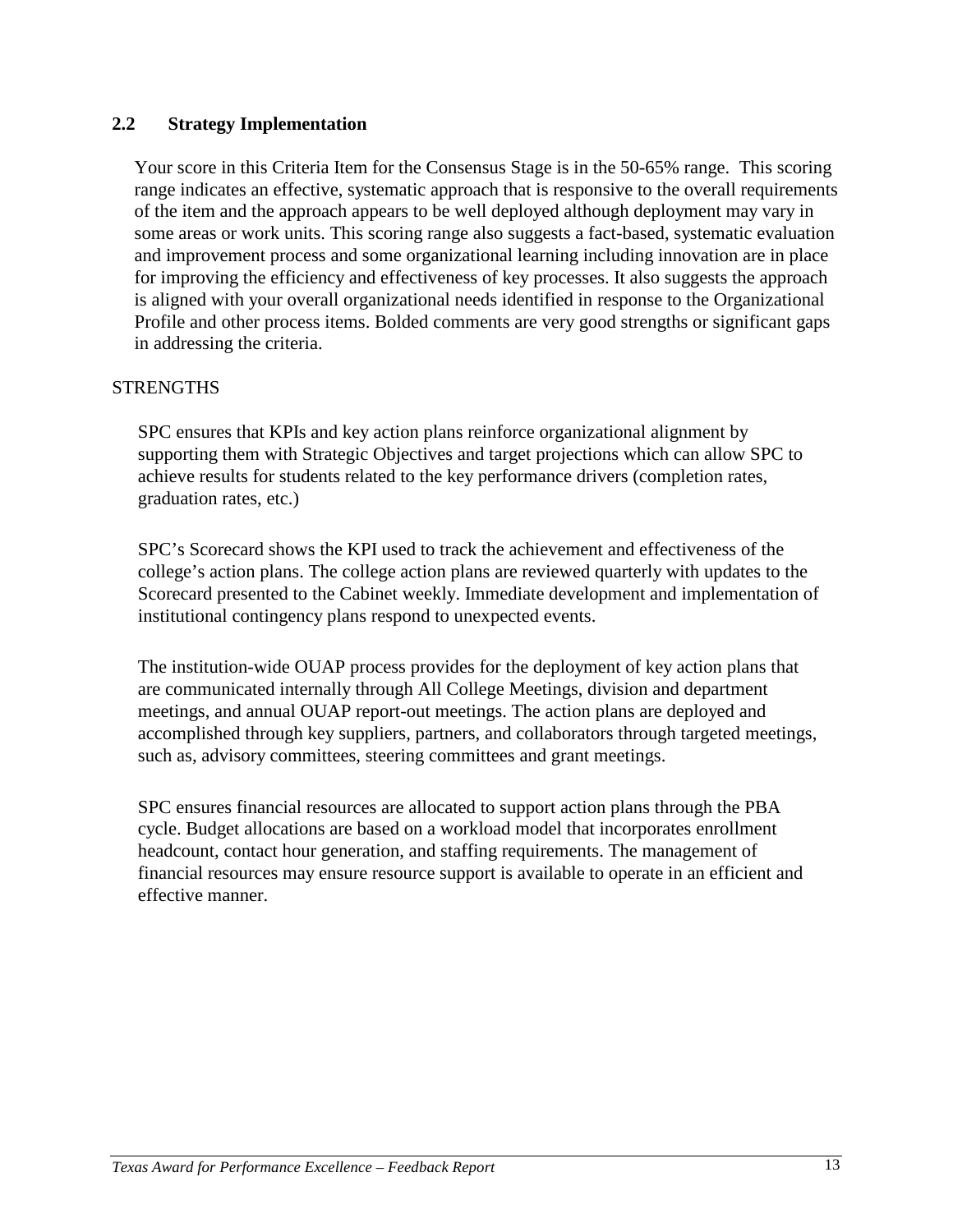## 2.2 Strategy Implementation

Your score in this Criteria Item for the Consensus Stage is in the 50-65% range. This scoring range indicates an effective, systematic approach that is responsive to the overall requirements of the item and the approach appears to be well deployed although deployment may vary in some areas or work units. This scoring range also suggests a fact-based, systematic evaluation and improvement process and some organizational learning including innovation are in place for improving the efficiency and effectiveness of key processes. It also suggests the approach is aligned with your overall organizational needs identified in response to the Organizational Profile and other process items. Bolded comments are very good strengths or significant gaps in addressing the criteria.

STRENGTHS

SPC ensures that KPIs and key action plans reinforce organizational alignment by supporting them with Strategic Objectives and target projections which can allow SPC to achieve results for students related to the key performance drivers (completion rates, graduation rates, etc.)

SPC's Scorecard shows the KPI used to track the achievement and effectiveness of the college's action plans. The college action plans are reviewed quarterly with updates to the Scorecard presented to the Cabinet weekly. Immediate development and implementation of institutional contingency plans respond to unexpected events.

The institution-wide OUAP process provides for the deployment of key action plans that are communicated internally through All College Meetings, division and department meetings, and annual OUAP report-out meetings. The action plans are deployed and accomplished through key suppliers, partners, and collaborators through targeted meetings, such as, advisory committees, steering committees and grant meetings.

SPC ensures financial resources are allocated to support action plans through the PBA cycle. Budget allocations are based on a workload model that incorporates enrollment headcount, contact hour generation, and staffing requirements. The management of financial resources may ensure resource support is available to operate in an efficient and effective manner.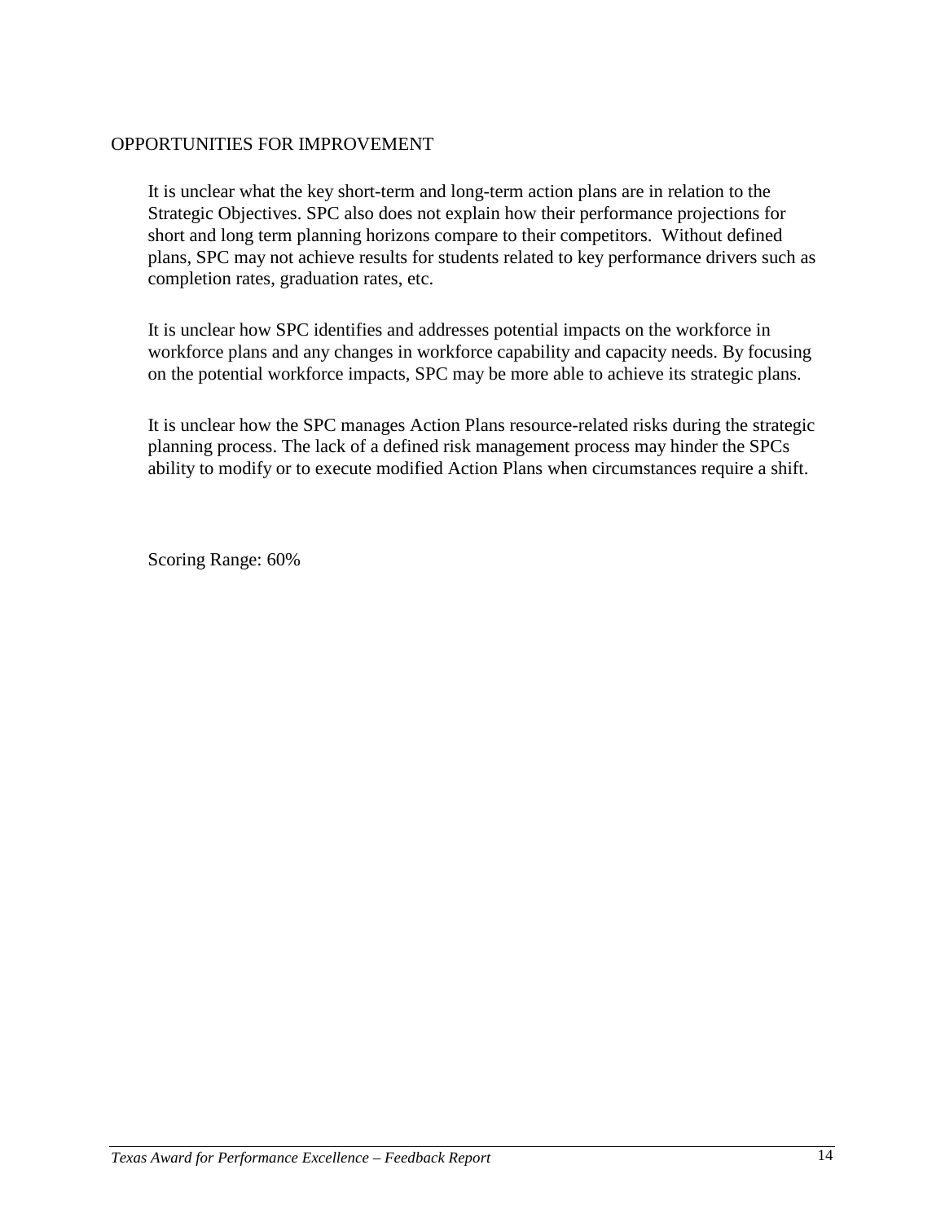OPPORTUNITIES FOR IMPROVEMENT

It is unclear what the key short-term and long-term action plans are in relation to the Strategic Objectives. SPC also does not explain how their performance projections for short and long term planning horizons compare to their competitors. Without defined plans, SPC may not achieve results for students related to key performance drivers such as completion rates, graduation rates, etc.

It is unclear how SPC identifies and addresses potential impacts on the workforce in workforce plans and any changes in workforce capability and capacity needs. By focusing on the potential workforce impacts, SPC may be more able to achieve its strategic plans.

It is unclear how the SPC manages Action Plans resource-related risks during the strategic planning process. The lack of a defined risk management process may hinder the SPCs ability to modify or to execute modified Action Plans when circumstances require a shift.

Scoring Range: 60%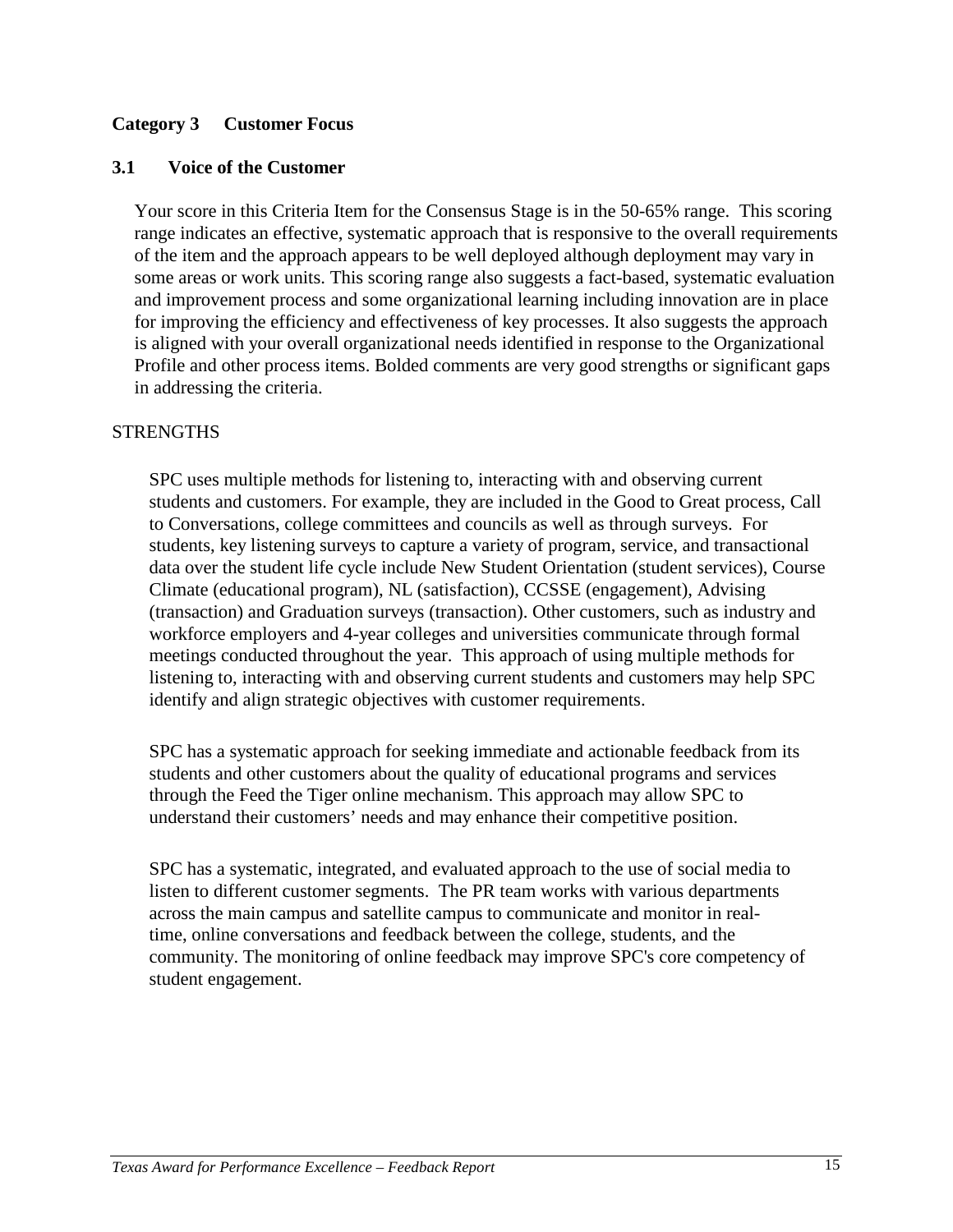## Category 3 Customer Focus

### 3.1 Voice of the Customer

Your score in this Criteria Item for the Consensus Stage is in the 50-65% range. This scoring range indicates an effective, systematic approach that is responsive to the overall requirements of the item and the approach appears to be well deployed although deployment may vary in some areas or work units. This scoring range also suggests a fact-based, systematic evaluation and improvement process and some organizational learning including innovation are in place for improving the efficiency and effectiveness of key processes. It also suggests the approach is aligned with your overall organizational needs identified in response to the Organizational Profile and other process items. Bolded comments are very good strengths or significant gaps in addressing the criteria.

STRENGTHS

SPC uses multiple methods for listening to, interacting with and observing current students and customers. For example, they are included in the Good to Great process, Call to Conversations, college committees and councils as well as through surveys. For students, key listening surveys to capture a variety of program, service, and transactional data over the student life cycle include New Student Orientation (student services), Course Climate (educational program), NL (satisfaction), CCSSE (engagement), Advising (transaction) and Graduation surveys (transaction). Other customers, such as industry and workforce employers and 4-year colleges and universities communicate through formal meetings conducted throughout the year. This approach of using multiple methods for listening to, interacting with and observing current students and customers may help SPC identify and align strategic objectives with customer requirements.

SPC has a systematic approach for seeking immediate and actionable feedback from its students and other customers about the quality of educational programs and services through the Feed the Tiger online mechanism. This approach may allow SPC to understand their customers' needs and may enhance their competitive position.

SPC has a systematic, integrated, and evaluated approach to the use of social media to listen to different customer segments. The PR team works with various departments across the main campus and satellite campus to communicate and monitor in real-time, online conversations and feedback between the college, students, and the community. The monitoring of online feedback may improve SPC's core competency of student engagement.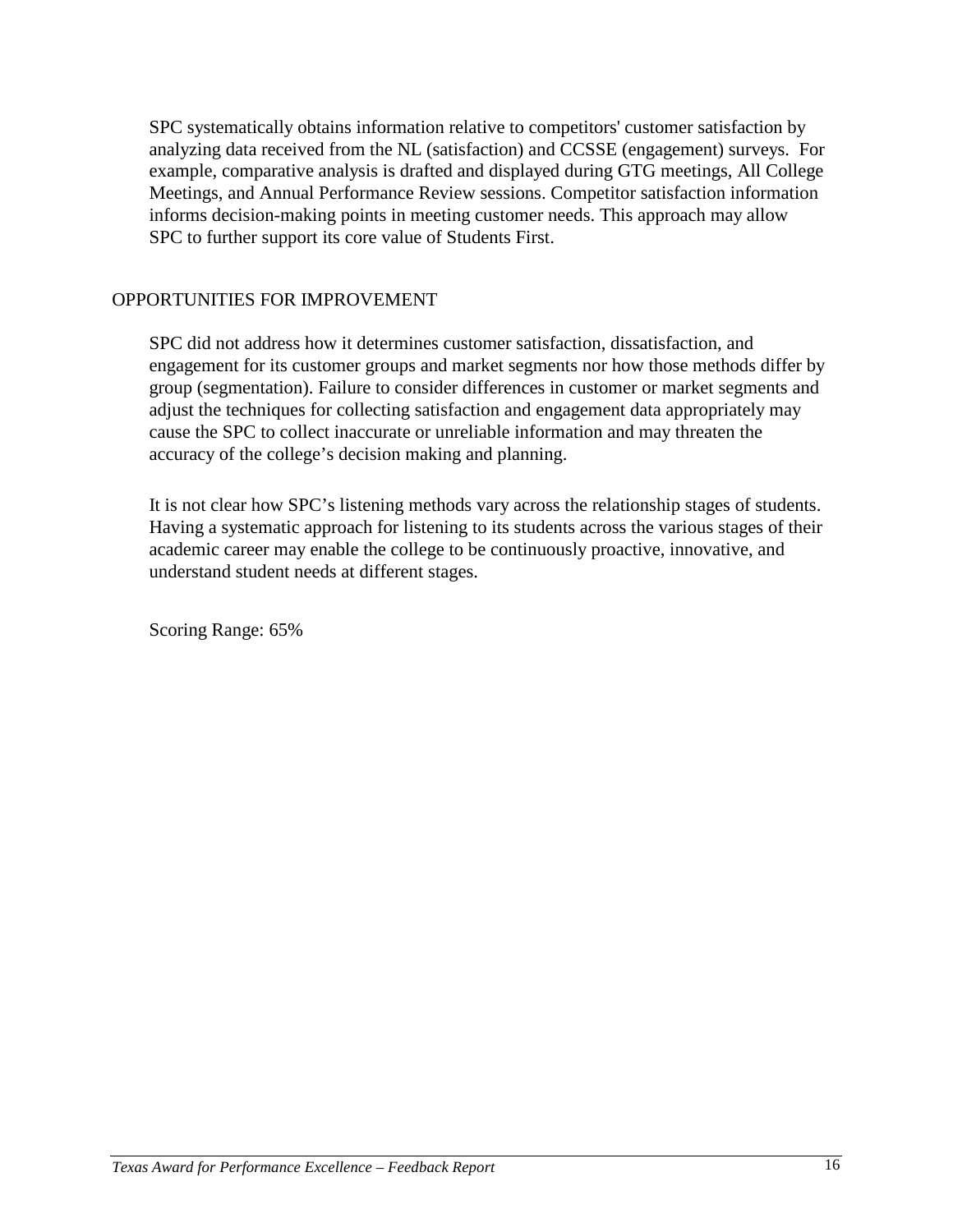SPC systematically obtains information relative to competitors' customer satisfaction by analyzing data received from the NL (satisfaction) and CCSSE (engagement) surveys. For example, comparative analysis is drafted and displayed during GTG meetings, All College Meetings, and Annual Performance Review sessions. Competitor satisfaction information informs decision-making points in meeting customer needs. This approach may allow SPC to further support its core value of Students First.

## OPPORTUNITIES FOR IMPROVEMENT

SPC did not address how it determines customer satisfaction, dissatisfaction, and engagement for its customer groups and market segments nor how those methods differ by group (segmentation). Failure to consider differences in customer or market segments and adjust the techniques for collecting satisfaction and engagement data appropriately may cause the SPC to collect inaccurate or unreliable information and may threaten the accuracy of the college's decision making and planning.

It is not clear how SPC's listening methods vary across the relationship stages of students. Having a systematic approach for listening to its students across the various stages of their academic career may enable the college to be continuously proactive, innovative, and understand student needs at different stages.

Scoring Range: 65%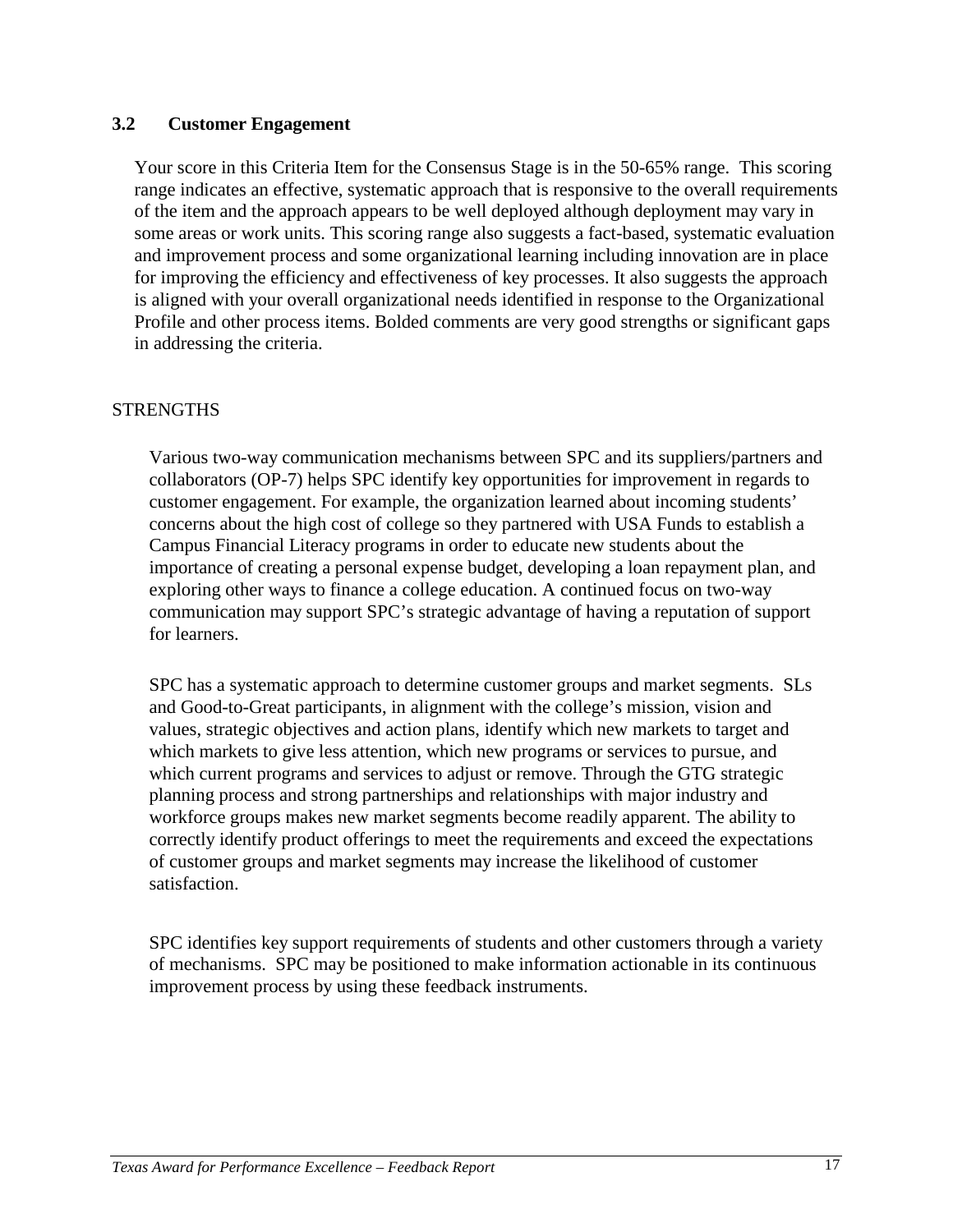### 3.2 Customer Engagement

Your score in this Criteria Item for the Consensus Stage is in the 50-65% range. This scoring range indicates an effective, systematic approach that is responsive to the overall requirements of the item and the approach appears to be well deployed although deployment may vary in some areas or work units. This scoring range also suggests a fact-based, systematic evaluation and improvement process and some organizational learning including innovation are in place for improving the efficiency and effectiveness of key processes. It also suggests the approach is aligned with your overall organizational needs identified in response to the Organizational Profile and other process items. Bolded comments are very good strengths or significant gaps in addressing the criteria.

STRENGTHS

Various two-way communication mechanisms between SPC and its suppliers/partners and collaborators (OP-7) helps SPC identify key opportunities for improvement in regards to customer engagement. For example, the organization learned about incoming students' concerns about the high cost of college so they partnered with USA Funds to establish a Campus Financial Literacy programs in order to educate new students about the importance of creating a personal expense budget, developing a loan repayment plan, and exploring other ways to finance a college education. A continued focus on two-way communication may support SPC's strategic advantage of having a reputation of support for learners.

SPC has a systematic approach to determine customer groups and market segments. SLs and Good-to-Great participants, in alignment with the college's mission, vision and values, strategic objectives and action plans, identify which new markets to target and which markets to give less attention, which new programs or services to pursue, and which current programs and services to adjust or remove. Through the GTG strategic planning process and strong partnerships and relationships with major industry and workforce groups makes new market segments become readily apparent. The ability to correctly identify product offerings to meet the requirements and exceed the expectations of customer groups and market segments may increase the likelihood of customer satisfaction.

SPC identifies key support requirements of students and other customers through a variety of mechanisms. SPC may be positioned to make information actionable in its continuous improvement process by using these feedback instruments.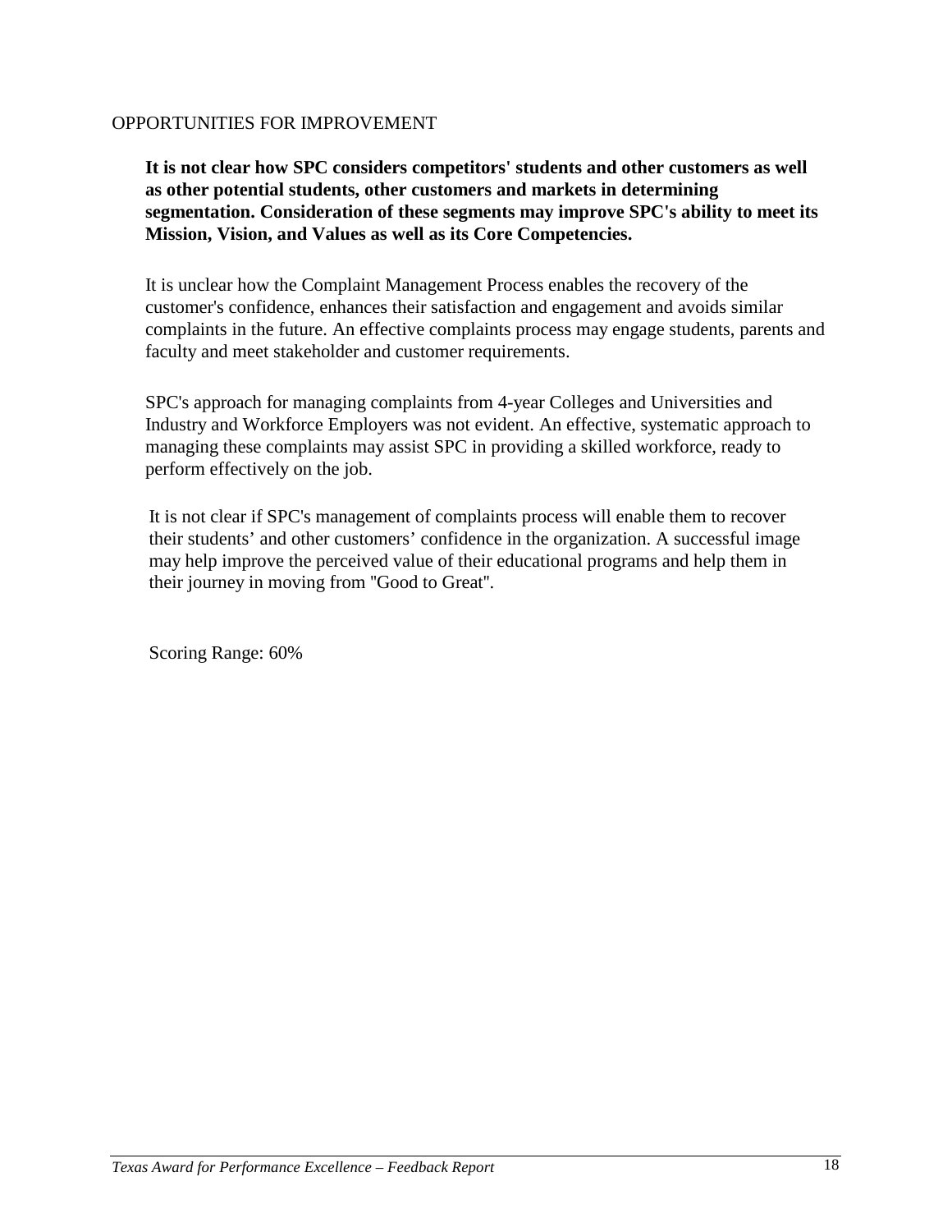OPPORTUNITIES FOR IMPROVEMENT

**It is not clear how SPC considers competitors' students and other customers as well as other potential students, other customers and markets in determining segmentation. Consideration of these segments may improve SPC's ability to meet its Mission, Vision, and Values as well as its Core Competencies.**

It is unclear how the Complaint Management Process enables the recovery of the customer's confidence, enhances their satisfaction and engagement and avoids similar complaints in the future. An effective complaints process may engage students, parents and faculty and meet stakeholder and customer requirements.

SPC's approach for managing complaints from 4-year Colleges and Universities and Industry and Workforce Employers was not evident. An effective, systematic approach to managing these complaints may assist SPC in providing a skilled workforce, ready to perform effectively on the job.

It is not clear if SPC's management of complaints process will enable them to recover their students' and other customers' confidence in the organization. A successful image may help improve the perceived value of their educational programs and help them in their journey in moving from "Good to Great".

Scoring Range: 60%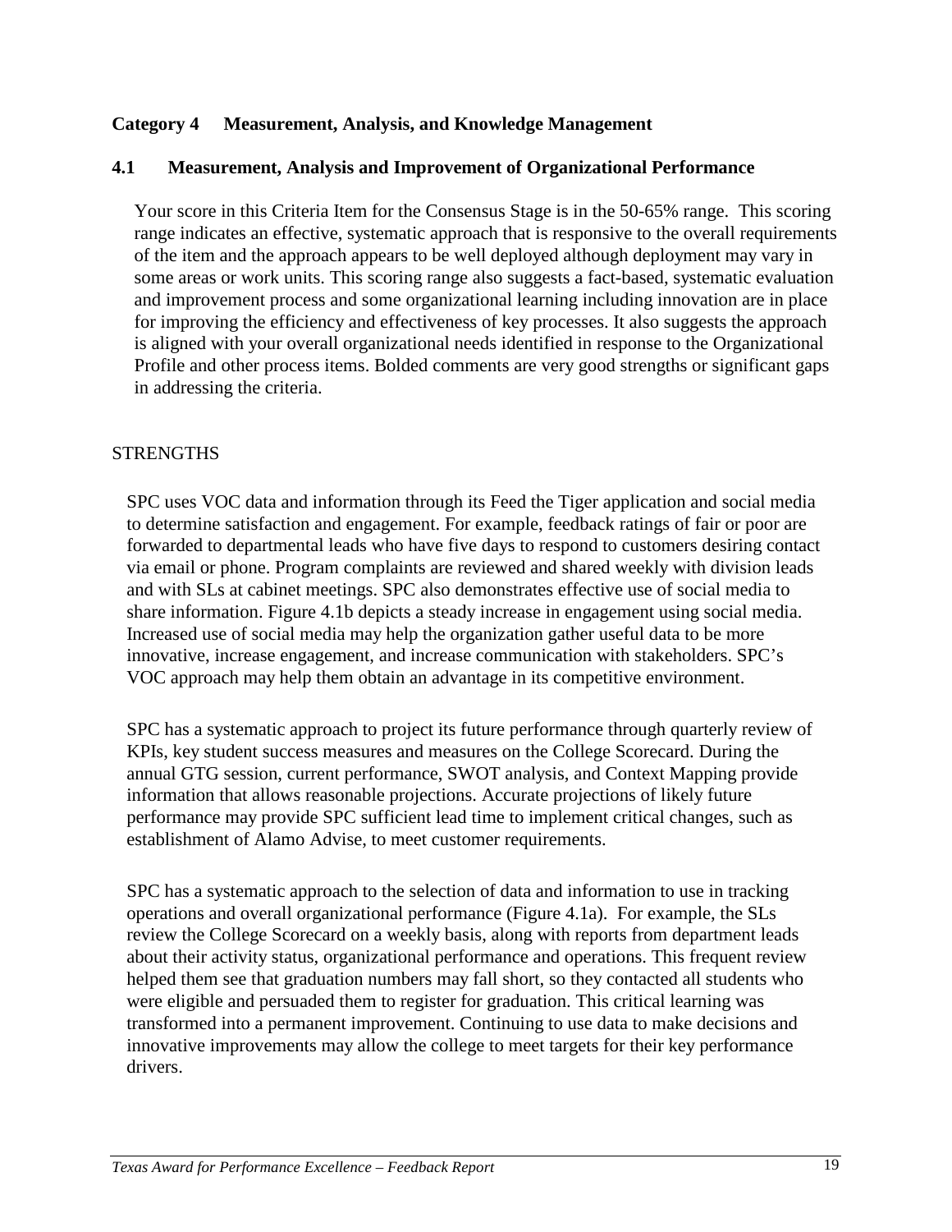## Category 4 Measurement, Analysis, and Knowledge Management

### 4.1 Measurement, Analysis and Improvement of Organizational Performance

Your score in this Criteria Item for the Consensus Stage is in the 50-65% range. This scoring range indicates an effective, systematic approach that is responsive to the overall requirements of the item and the approach appears to be well deployed although deployment may vary in some areas or work units. This scoring range also suggests a fact-based, systematic evaluation and improvement process and some organizational learning including innovation are in place for improving the efficiency and effectiveness of key processes. It also suggests the approach is aligned with your overall organizational needs identified in response to the Organizational Profile and other process items. Bolded comments are very good strengths or significant gaps in addressing the criteria.

STRENGTHS

SPC uses VOC data and information through its Feed the Tiger application and social media to determine satisfaction and engagement. For example, feedback ratings of fair or poor are forwarded to departmental leads who have five days to respond to customers desiring contact via email or phone. Program complaints are reviewed and shared weekly with division leads and with SLs at cabinet meetings. SPC also demonstrates effective use of social media to share information. Figure 4.1b depicts a steady increase in engagement using social media. Increased use of social media may help the organization gather useful data to be more innovative, increase engagement, and increase communication with stakeholders. SPC's VOC approach may help them obtain an advantage in its competitive environment.

SPC has a systematic approach to project its future performance through quarterly review of KPIs, key student success measures and measures on the College Scorecard. During the annual GTG session, current performance, SWOT analysis, and Context Mapping provide information that allows reasonable projections. Accurate projections of likely future performance may provide SPC sufficient lead time to implement critical changes, such as establishment of Alamo Advise, to meet customer requirements.

SPC has a systematic approach to the selection of data and information to use in tracking operations and overall organizational performance (Figure 4.1a). For example, the SLs review the College Scorecard on a weekly basis, along with reports from department leads about their activity status, organizational performance and operations. This frequent review helped them see that graduation numbers may fall short, so they contacted all students who were eligible and persuaded them to register for graduation. This critical learning was transformed into a permanent improvement. Continuing to use data to make decisions and innovative improvements may allow the college to meet targets for their key performance drivers.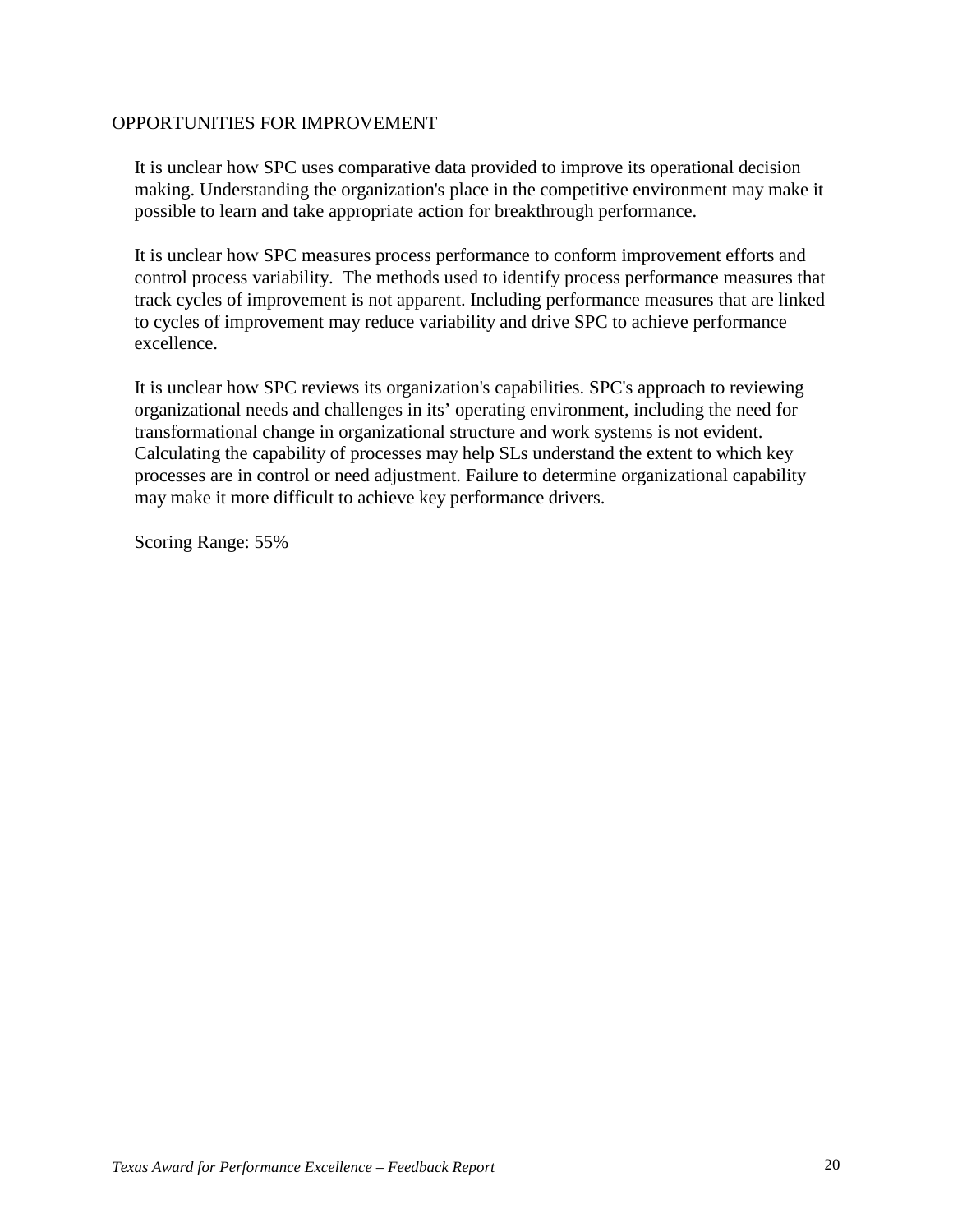OPPORTUNITIES FOR IMPROVEMENT

It is unclear how SPC uses comparative data provided to improve its operational decision making. Understanding the organization's place in the competitive environment may make it possible to learn and take appropriate action for breakthrough performance.

It is unclear how SPC measures process performance to conform improvement efforts and control process variability. The methods used to identify process performance measures that track cycles of improvement is not apparent. Including performance measures that are linked to cycles of improvement may reduce variability and drive SPC to achieve performance excellence.

It is unclear how SPC reviews its organization's capabilities. SPC's approach to reviewing organizational needs and challenges in its' operating environment, including the need for transformational change in organizational structure and work systems is not evident. Calculating the capability of processes may help SLs understand the extent to which key processes are in control or need adjustment. Failure to determine organizational capability may make it more difficult to achieve key performance drivers.

Scoring Range: 55%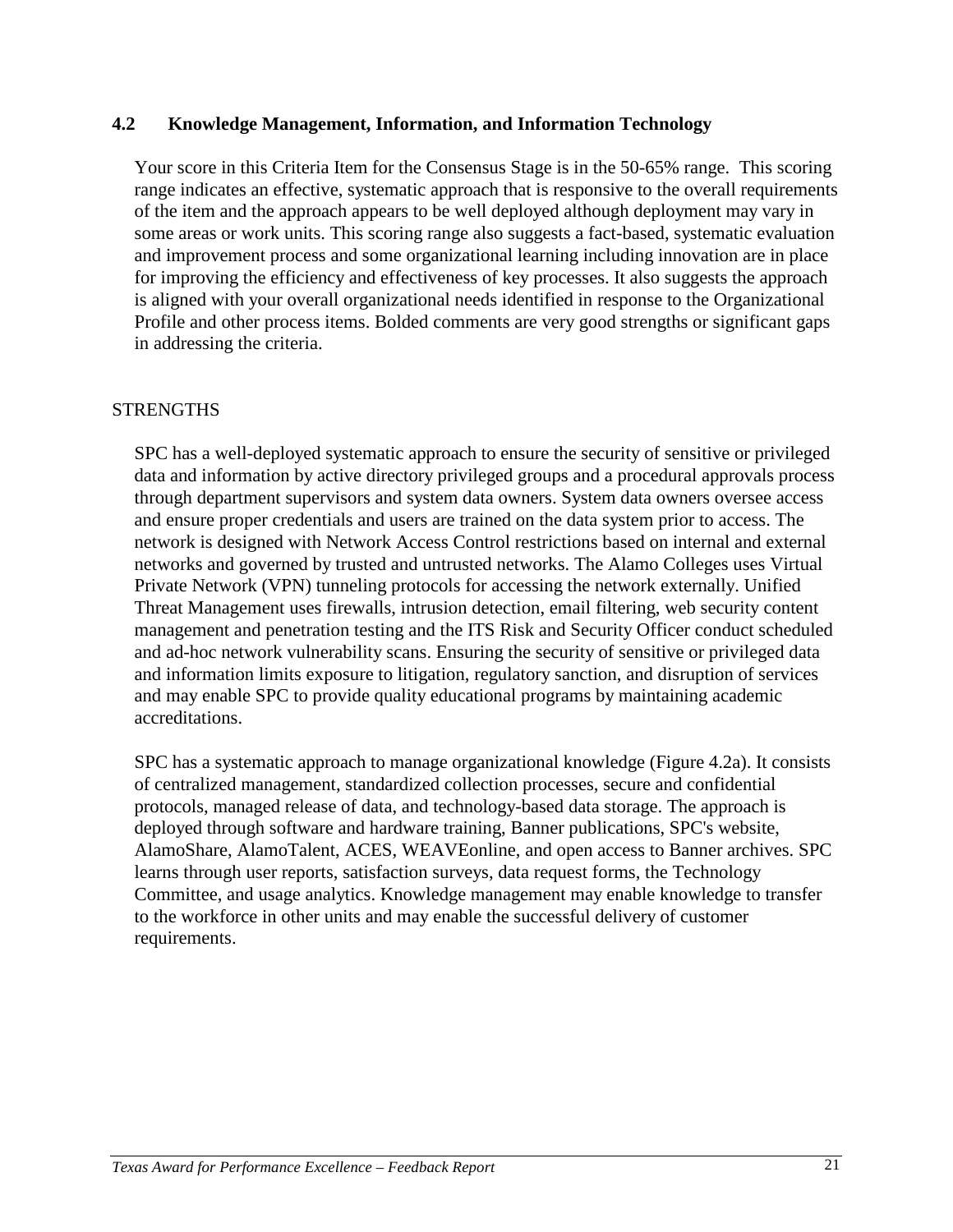## 4.2 Knowledge Management, Information, and Information Technology

Your score in this Criteria Item for the Consensus Stage is in the 50-65% range. This scoring range indicates an effective, systematic approach that is responsive to the overall requirements of the item and the approach appears to be well deployed although deployment may vary in some areas or work units. This scoring range also suggests a fact-based, systematic evaluation and improvement process and some organizational learning including innovation are in place for improving the efficiency and effectiveness of key processes. It also suggests the approach is aligned with your overall organizational needs identified in response to the Organizational Profile and other process items. Bolded comments are very good strengths or significant gaps in addressing the criteria.

STRENGTHS

SPC has a well-deployed systematic approach to ensure the security of sensitive or privileged data and information by active directory privileged groups and a procedural approvals process through department supervisors and system data owners. System data owners oversee access and ensure proper credentials and users are trained on the data system prior to access. The network is designed with Network Access Control restrictions based on internal and external networks and governed by trusted and untrusted networks. The Alamo Colleges uses Virtual Private Network (VPN) tunneling protocols for accessing the network externally. Unified Threat Management uses firewalls, intrusion detection, email filtering, web security content management and penetration testing and the ITS Risk and Security Officer conduct scheduled and ad-hoc network vulnerability scans. Ensuring the security of sensitive or privileged data and information limits exposure to litigation, regulatory sanction, and disruption of services and may enable SPC to provide quality educational programs by maintaining academic accreditations.

SPC has a systematic approach to manage organizational knowledge (Figure 4.2a). It consists of centralized management, standardized collection processes, secure and confidential protocols, managed release of data, and technology-based data storage. The approach is deployed through software and hardware training, Banner publications, SPC's website, AlamoShare, AlamoTalent, ACES, WEAVEonline, and open access to Banner archives. SPC learns through user reports, satisfaction surveys, data request forms, the Technology Committee, and usage analytics. Knowledge management may enable knowledge to transfer to the workforce in other units and may enable the successful delivery of customer requirements.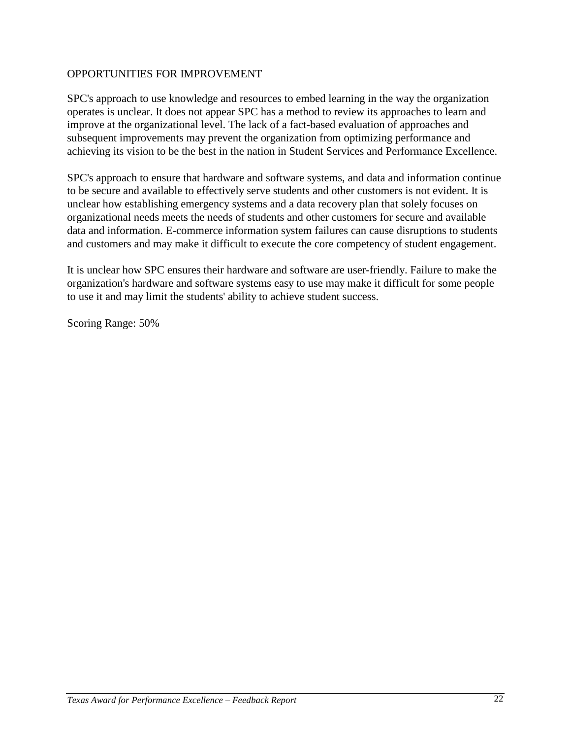## OPPORTUNITIES FOR IMPROVEMENT

SPC's approach to use knowledge and resources to embed learning in the way the organization operates is unclear. It does not appear SPC has a method to review its approaches to learn and improve at the organizational level. The lack of a fact-based evaluation of approaches and subsequent improvements may prevent the organization from optimizing performance and achieving its vision to be the best in the nation in Student Services and Performance Excellence.

SPC's approach to ensure that hardware and software systems, and data and information continue to be secure and available to effectively serve students and other customers is not evident. It is unclear how establishing emergency systems and a data recovery plan that solely focuses on organizational needs meets the needs of students and other customers for secure and available data and information. E-commerce information system failures can cause disruptions to students and customers and may make it difficult to execute the core competency of student engagement.

It is unclear how SPC ensures their hardware and software are user-friendly. Failure to make the organization's hardware and software systems easy to use may make it difficult for some people to use it and may limit the students' ability to achieve student success.

Scoring Range: 50%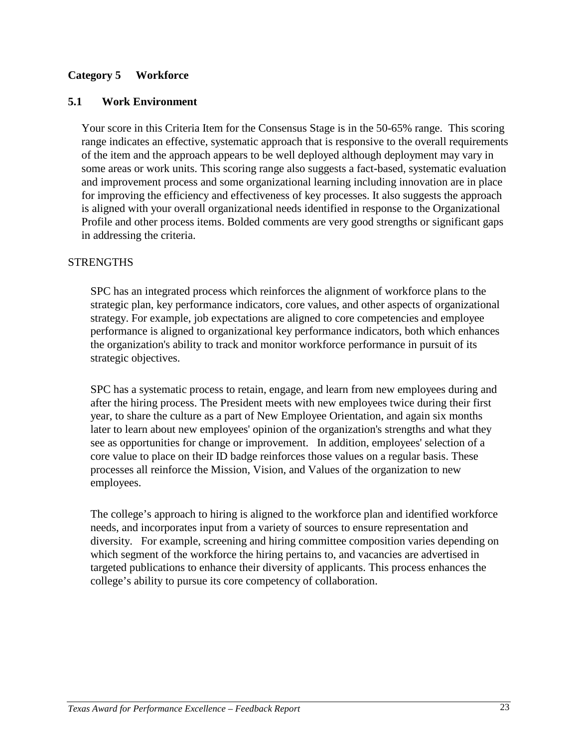## Category 5 Workforce

### 5.1 Work Environment

Your score in this Criteria Item for the Consensus Stage is in the 50-65% range. This scoring range indicates an effective, systematic approach that is responsive to the overall requirements of the item and the approach appears to be well deployed although deployment may vary in some areas or work units. This scoring range also suggests a fact-based, systematic evaluation and improvement process and some organizational learning including innovation are in place for improving the efficiency and effectiveness of key processes. It also suggests the approach is aligned with your overall organizational needs identified in response to the Organizational Profile and other process items. Bolded comments are very good strengths or significant gaps in addressing the criteria.

STRENGTHS

SPC has an integrated process which reinforces the alignment of workforce plans to the strategic plan, key performance indicators, core values, and other aspects of organizational strategy. For example, job expectations are aligned to core competencies and employee performance is aligned to organizational key performance indicators, both which enhances the organization's ability to track and monitor workforce performance in pursuit of its strategic objectives.

SPC has a systematic process to retain, engage, and learn from new employees during and after the hiring process. The President meets with new employees twice during their first year, to share the culture as a part of New Employee Orientation, and again six months later to learn about new employees' opinion of the organization's strengths and what they see as opportunities for change or improvement. In addition, employees' selection of a core value to place on their ID badge reinforces those values on a regular basis. These processes all reinforce the Mission, Vision, and Values of the organization to new employees.

The college's approach to hiring is aligned to the workforce plan and identified workforce needs, and incorporates input from a variety of sources to ensure representation and diversity. For example, screening and hiring committee composition varies depending on which segment of the workforce the hiring pertains to, and vacancies are advertised in targeted publications to enhance their diversity of applicants. This process enhances the college's ability to pursue its core competency of collaboration.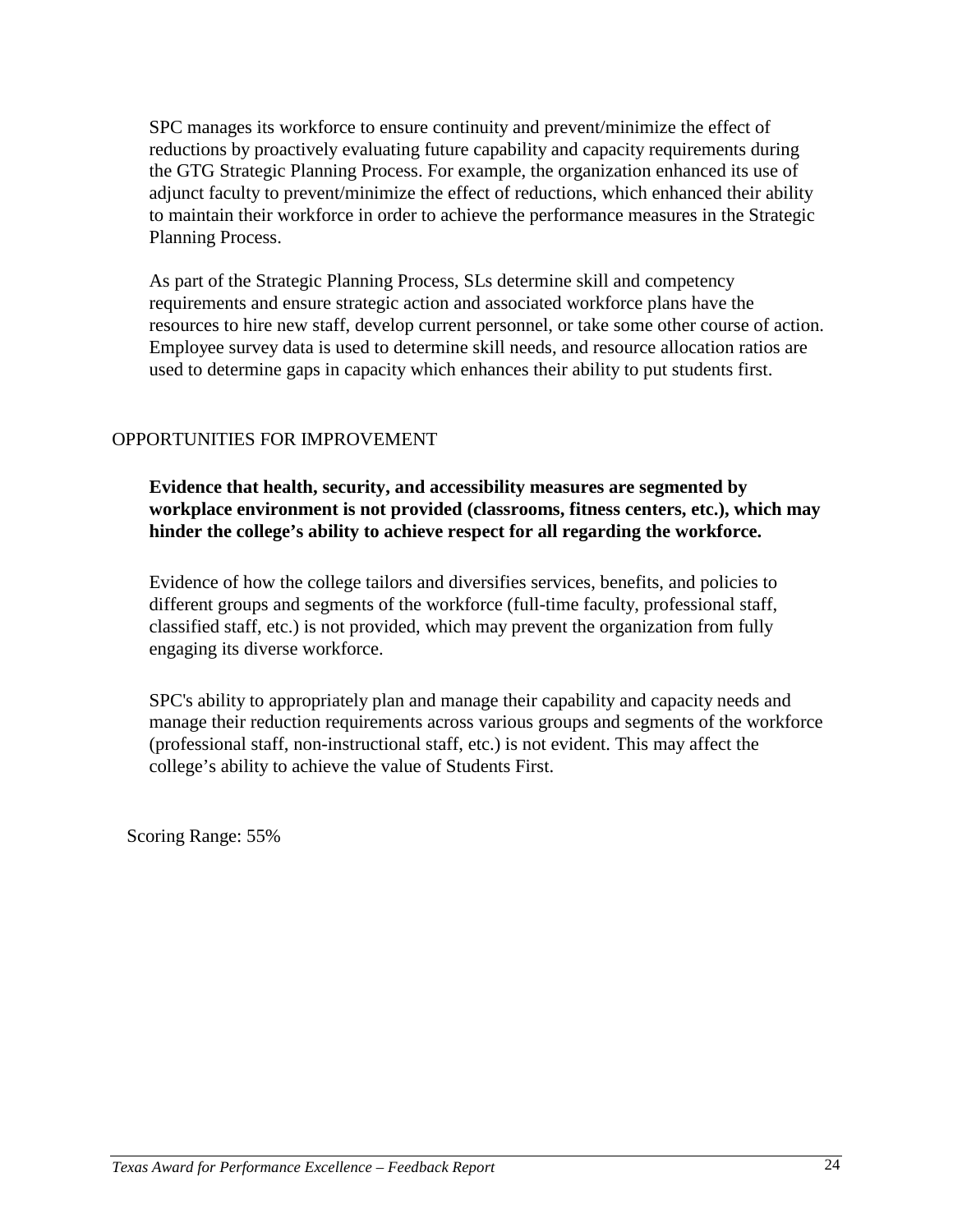SPC manages its workforce to ensure continuity and prevent/minimize the effect of reductions by proactively evaluating future capability and capacity requirements during the GTG Strategic Planning Process. For example, the organization enhanced its use of adjunct faculty to prevent/minimize the effect of reductions, which enhanced their ability to maintain their workforce in order to achieve the performance measures in the Strategic Planning Process.

As part of the Strategic Planning Process, SLs determine skill and competency requirements and ensure strategic action and associated workforce plans have the resources to hire new staff, develop current personnel, or take some other course of action. Employee survey data is used to determine skill needs, and resource allocation ratios are used to determine gaps in capacity which enhances their ability to put students first.

OPPORTUNITIES FOR IMPROVEMENT

**Evidence that health, security, and accessibility measures are segmented by workplace environment is not provided (classrooms, fitness centers, etc.), which may hinder the college's ability to achieve respect for all regarding the workforce.**

Evidence of how the college tailors and diversifies services, benefits, and policies to different groups and segments of the workforce (full-time faculty, professional staff, classified staff, etc.) is not provided, which may prevent the organization from fully engaging its diverse workforce.

SPC's ability to appropriately plan and manage their capability and capacity needs and manage their reduction requirements across various groups and segments of the workforce (professional staff, non-instructional staff, etc.) is not evident. This may affect the college's ability to achieve the value of Students First.

Scoring Range: 55%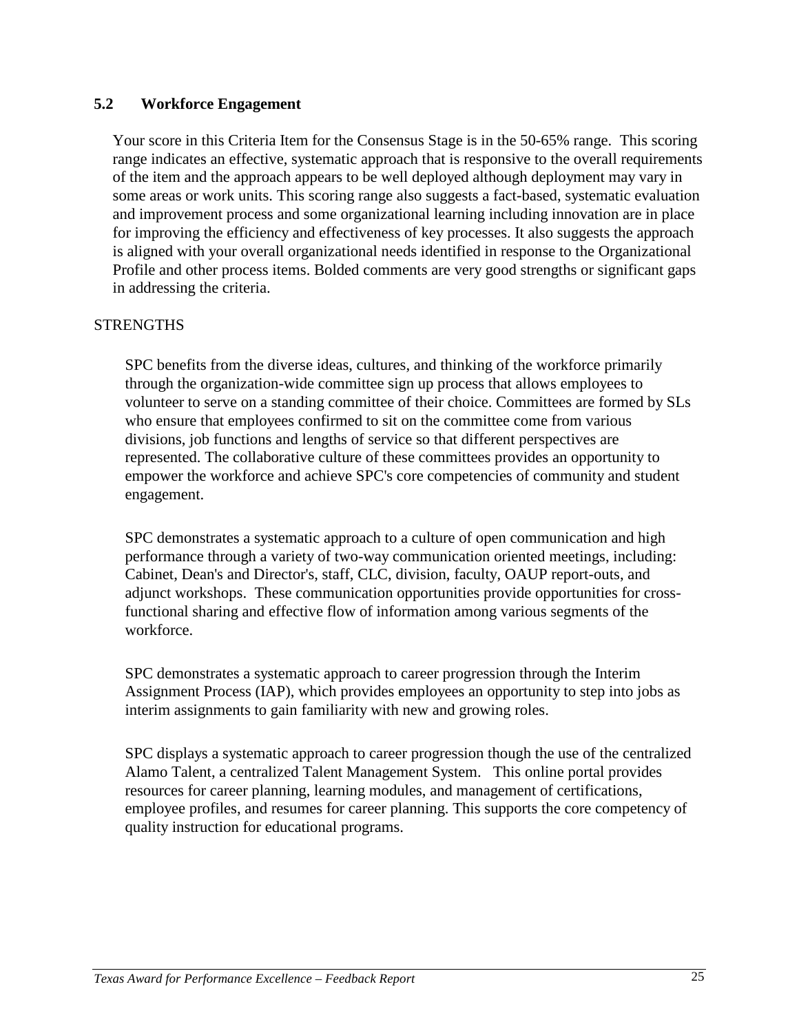## 5.2 Workforce Engagement

Your score in this Criteria Item for the Consensus Stage is in the 50-65% range. This scoring range indicates an effective, systematic approach that is responsive to the overall requirements of the item and the approach appears to be well deployed although deployment may vary in some areas or work units. This scoring range also suggests a fact-based, systematic evaluation and improvement process and some organizational learning including innovation are in place for improving the efficiency and effectiveness of key processes. It also suggests the approach is aligned with your overall organizational needs identified in response to the Organizational Profile and other process items. Bolded comments are very good strengths or significant gaps in addressing the criteria.

STRENGTHS

SPC benefits from the diverse ideas, cultures, and thinking of the workforce primarily through the organization-wide committee sign up process that allows employees to volunteer to serve on a standing committee of their choice. Committees are formed by SLs who ensure that employees confirmed to sit on the committee come from various divisions, job functions and lengths of service so that different perspectives are represented. The collaborative culture of these committees provides an opportunity to empower the workforce and achieve SPC's core competencies of community and student engagement.

SPC demonstrates a systematic approach to a culture of open communication and high performance through a variety of two-way communication oriented meetings, including: Cabinet, Dean's and Director's, staff, CLC, division, faculty, OAUP report-outs, and adjunct workshops. These communication opportunities provide opportunities for cross-functional sharing and effective flow of information among various segments of the workforce.

SPC demonstrates a systematic approach to career progression through the Interim Assignment Process (IAP), which provides employees an opportunity to step into jobs as interim assignments to gain familiarity with new and growing roles.

SPC displays a systematic approach to career progression though the use of the centralized Alamo Talent, a centralized Talent Management System. This online portal provides resources for career planning, learning modules, and management of certifications, employee profiles, and resumes for career planning. This supports the core competency of quality instruction for educational programs.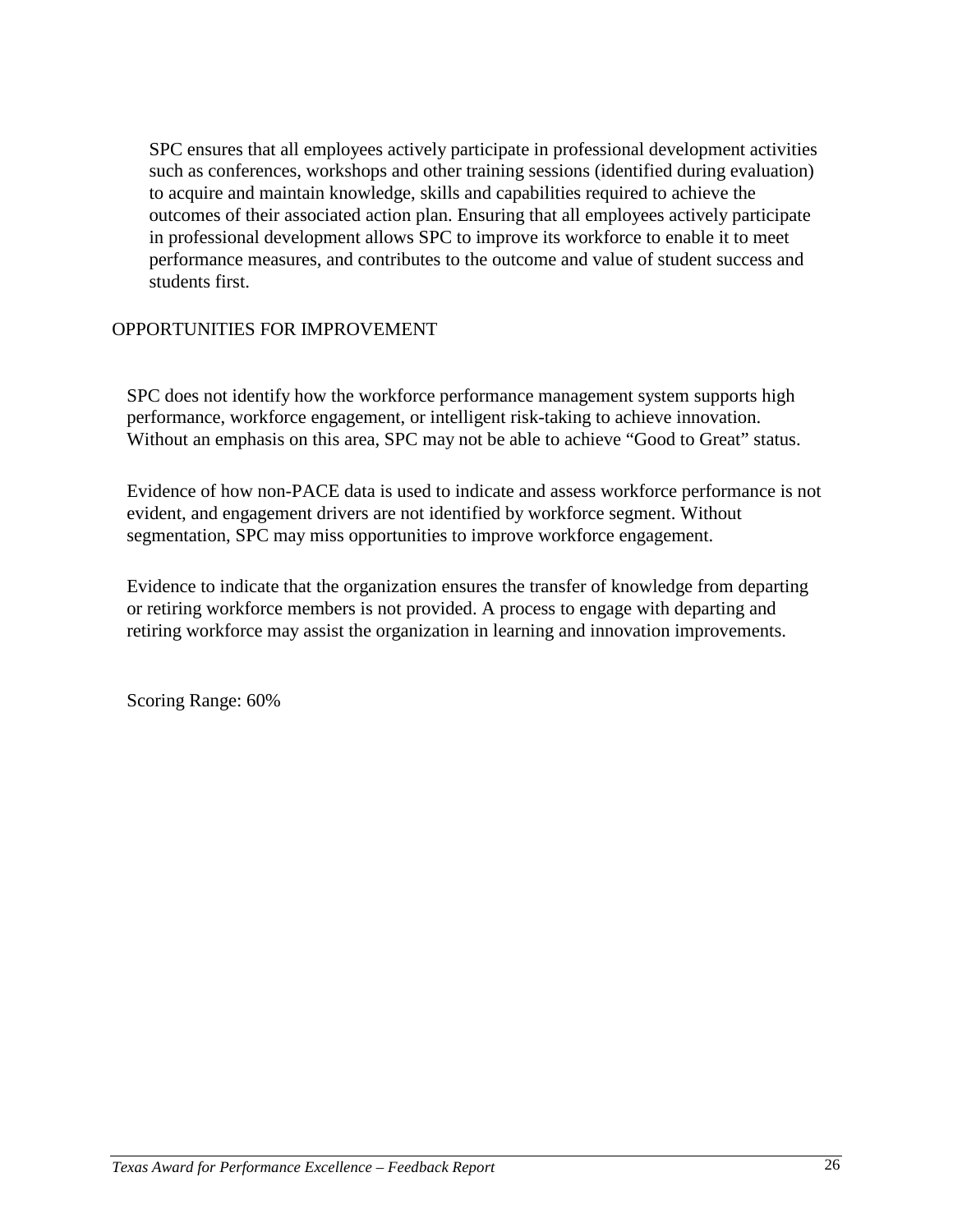SPC ensures that all employees actively participate in professional development activities such as conferences, workshops and other training sessions (identified during evaluation) to acquire and maintain knowledge, skills and capabilities required to achieve the outcomes of their associated action plan. Ensuring that all employees actively participate in professional development allows SPC to improve its workforce to enable it to meet performance measures, and contributes to the outcome and value of student success and students first.

## OPPORTUNITIES FOR IMPROVEMENT

SPC does not identify how the workforce performance management system supports high performance, workforce engagement, or intelligent risk-taking to achieve innovation. Without an emphasis on this area, SPC may not be able to achieve "Good to Great" status.

Evidence of how non-PACE data is used to indicate and assess workforce performance is not evident, and engagement drivers are not identified by workforce segment. Without segmentation, SPC may miss opportunities to improve workforce engagement.

Evidence to indicate that the organization ensures the transfer of knowledge from departing or retiring workforce members is not provided. A process to engage with departing and retiring workforce may assist the organization in learning and innovation improvements.

Scoring Range: 60%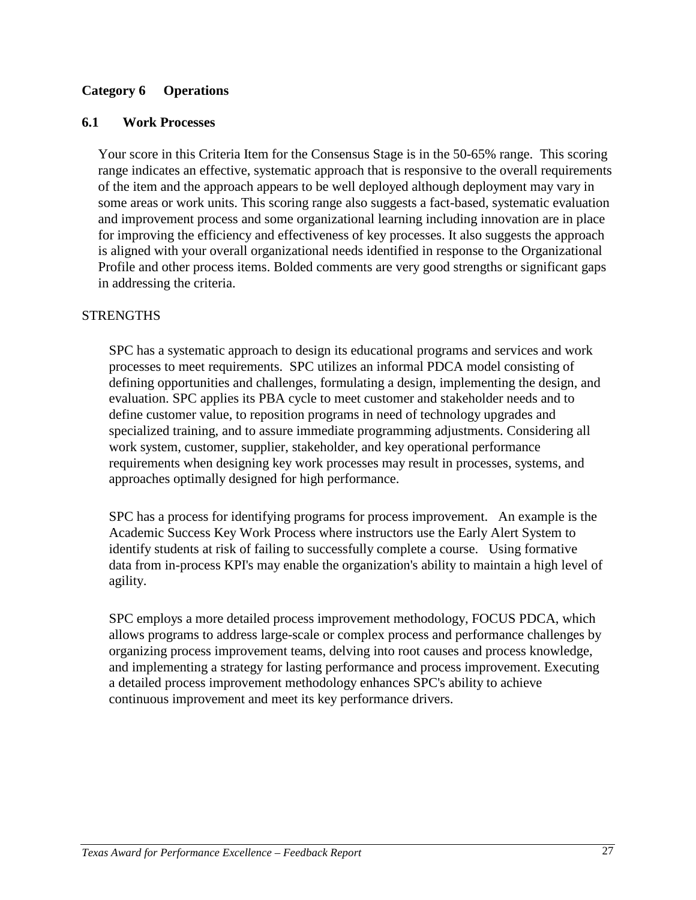## Category 6 Operations

### 6.1 Work Processes

Your score in this Criteria Item for the Consensus Stage is in the 50-65% range. This scoring range indicates an effective, systematic approach that is responsive to the overall requirements of the item and the approach appears to be well deployed although deployment may vary in some areas or work units. This scoring range also suggests a fact-based, systematic evaluation and improvement process and some organizational learning including innovation are in place for improving the efficiency and effectiveness of key processes. It also suggests the approach is aligned with your overall organizational needs identified in response to the Organizational Profile and other process items. Bolded comments are very good strengths or significant gaps in addressing the criteria.

STRENGTHS

SPC has a systematic approach to design its educational programs and services and work processes to meet requirements. SPC utilizes an informal PDCA model consisting of defining opportunities and challenges, formulating a design, implementing the design, and evaluation. SPC applies its PBA cycle to meet customer and stakeholder needs and to define customer value, to reposition programs in need of technology upgrades and specialized training, and to assure immediate programming adjustments. Considering all work system, customer, supplier, stakeholder, and key operational performance requirements when designing key work processes may result in processes, systems, and approaches optimally designed for high performance.

SPC has a process for identifying programs for process improvement. An example is the Academic Success Key Work Process where instructors use the Early Alert System to identify students at risk of failing to successfully complete a course. Using formative data from in-process KPI's may enable the organization's ability to maintain a high level of agility.

SPC employs a more detailed process improvement methodology, FOCUS PDCA, which allows programs to address large-scale or complex process and performance challenges by organizing process improvement teams, delving into root causes and process knowledge, and implementing a strategy for lasting performance and process improvement. Executing a detailed process improvement methodology enhances SPC's ability to achieve continuous improvement and meet its key performance drivers.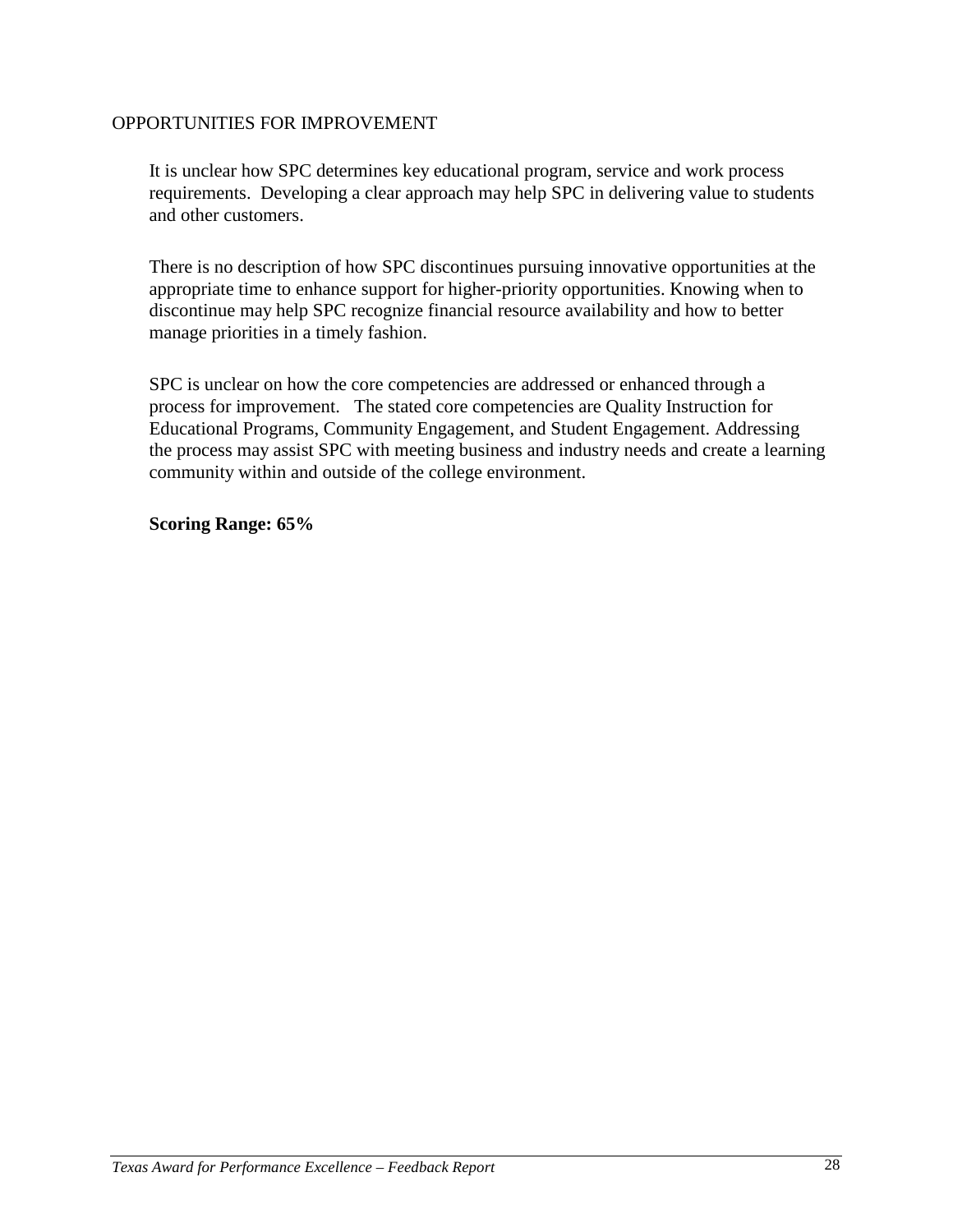OPPORTUNITIES FOR IMPROVEMENT

It is unclear how SPC determines key educational program, service and work process requirements. Developing a clear approach may help SPC in delivering value to students and other customers.

There is no description of how SPC discontinues pursuing innovative opportunities at the appropriate time to enhance support for higher-priority opportunities. Knowing when to discontinue may help SPC recognize financial resource availability and how to better manage priorities in a timely fashion.

SPC is unclear on how the core competencies are addressed or enhanced through a process for improvement. The stated core competencies are Quality Instruction for Educational Programs, Community Engagement, and Student Engagement. Addressing the process may assist SPC with meeting business and industry needs and create a learning community within and outside of the college environment.

**Scoring Range: 65%**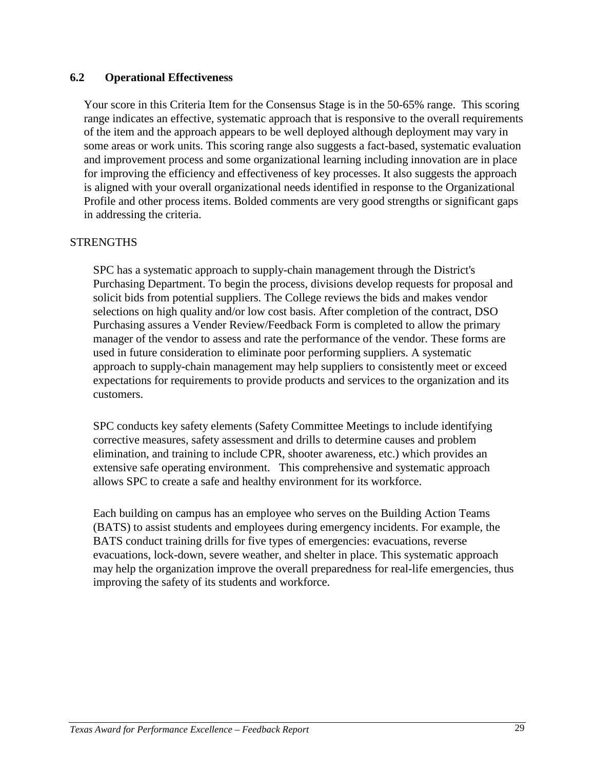## 6.2 Operational Effectiveness

Your score in this Criteria Item for the Consensus Stage is in the 50-65% range. This scoring range indicates an effective, systematic approach that is responsive to the overall requirements of the item and the approach appears to be well deployed although deployment may vary in some areas or work units. This scoring range also suggests a fact-based, systematic evaluation and improvement process and some organizational learning including innovation are in place for improving the efficiency and effectiveness of key processes. It also suggests the approach is aligned with your overall organizational needs identified in response to the Organizational Profile and other process items. Bolded comments are very good strengths or significant gaps in addressing the criteria.

STRENGTHS

SPC has a systematic approach to supply-chain management through the District's Purchasing Department. To begin the process, divisions develop requests for proposal and solicit bids from potential suppliers. The College reviews the bids and makes vendor selections on high quality and/or low cost basis. After completion of the contract, DSO Purchasing assures a Vender Review/Feedback Form is completed to allow the primary manager of the vendor to assess and rate the performance of the vendor. These forms are used in future consideration to eliminate poor performing suppliers. A systematic approach to supply-chain management may help suppliers to consistently meet or exceed expectations for requirements to provide products and services to the organization and its customers.

SPC conducts key safety elements (Safety Committee Meetings to include identifying corrective measures, safety assessment and drills to determine causes and problem elimination, and training to include CPR, shooter awareness, etc.) which provides an extensive safe operating environment. This comprehensive and systematic approach allows SPC to create a safe and healthy environment for its workforce.

Each building on campus has an employee who serves on the Building Action Teams (BATS) to assist students and employees during emergency incidents. For example, the BATS conduct training drills for five types of emergencies: evacuations, reverse evacuations, lock-down, severe weather, and shelter in place. This systematic approach may help the organization improve the overall preparedness for real-life emergencies, thus improving the safety of its students and workforce.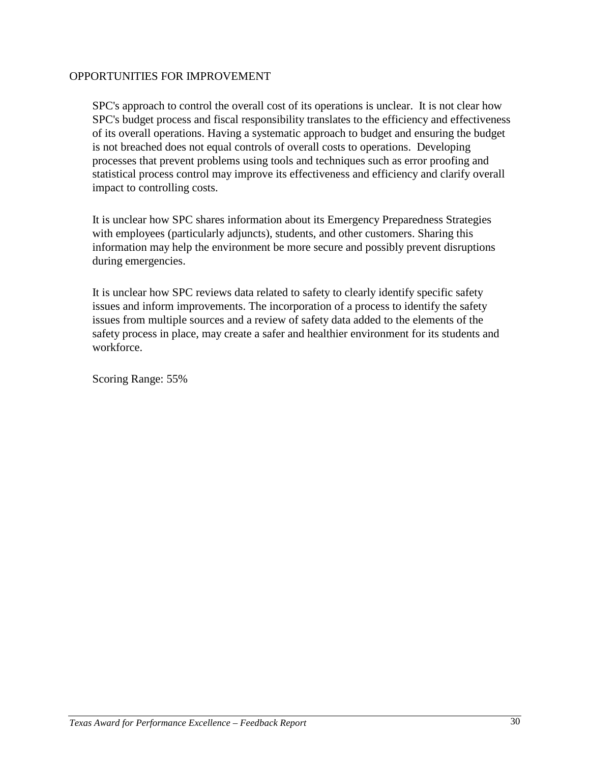## OPPORTUNITIES FOR IMPROVEMENT

SPC's approach to control the overall cost of its operations is unclear. It is not clear how SPC's budget process and fiscal responsibility translates to the efficiency and effectiveness of its overall operations. Having a systematic approach to budget and ensuring the budget is not breached does not equal controls of overall costs to operations. Developing processes that prevent problems using tools and techniques such as error proofing and statistical process control may improve its effectiveness and efficiency and clarify overall impact to controlling costs.

It is unclear how SPC shares information about its Emergency Preparedness Strategies with employees (particularly adjuncts), students, and other customers. Sharing this information may help the environment be more secure and possibly prevent disruptions during emergencies.

It is unclear how SPC reviews data related to safety to clearly identify specific safety issues and inform improvements. The incorporation of a process to identify the safety issues from multiple sources and a review of safety data added to the elements of the safety process in place, may create a safer and healthier environment for its students and workforce.

Scoring Range: 55%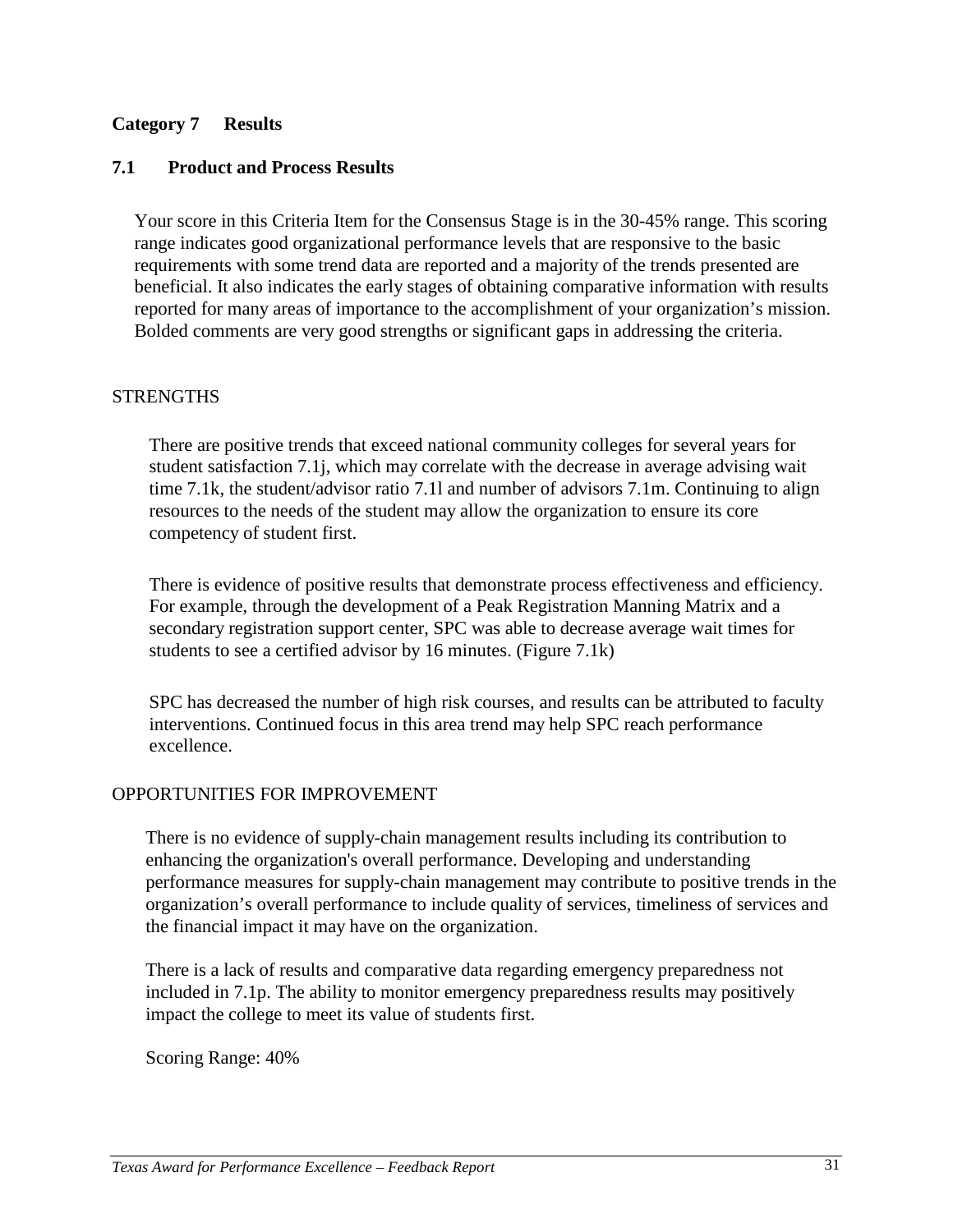## Category 7 Results

### 7.1 Product and Process Results

Your score in this Criteria Item for the Consensus Stage is in the 30-45% range. This scoring range indicates good organizational performance levels that are responsive to the basic requirements with some trend data are reported and a majority of the trends presented are beneficial. It also indicates the early stages of obtaining comparative information with results reported for many areas of importance to the accomplishment of your organization's mission. Bolded comments are very good strengths or significant gaps in addressing the criteria.

STRENGTHS

There are positive trends that exceed national community colleges for several years for student satisfaction 7.1j, which may correlate with the decrease in average advising wait time 7.1k, the student/advisor ratio 7.1l and number of advisors 7.1m. Continuing to align resources to the needs of the student may allow the organization to ensure its core competency of student first.

There is evidence of positive results that demonstrate process effectiveness and efficiency. For example, through the development of a Peak Registration Manning Matrix and a secondary registration support center, SPC was able to decrease average wait times for students to see a certified advisor by 16 minutes. (Figure 7.1k)

SPC has decreased the number of high risk courses, and results can be attributed to faculty interventions. Continued focus in this area trend may help SPC reach performance excellence.

OPPORTUNITIES FOR IMPROVEMENT

There is no evidence of supply-chain management results including its contribution to enhancing the organization's overall performance. Developing and understanding performance measures for supply-chain management may contribute to positive trends in the organization's overall performance to include quality of services, timeliness of services and the financial impact it may have on the organization.

There is a lack of results and comparative data regarding emergency preparedness not included in 7.1p. The ability to monitor emergency preparedness results may positively impact the college to meet its value of students first.

Scoring Range: 40%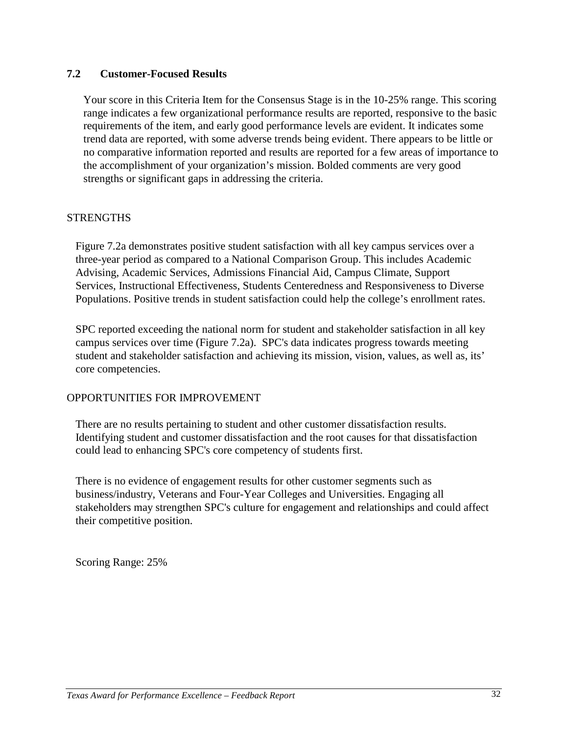## 7.2 Customer-Focused Results

Your score in this Criteria Item for the Consensus Stage is in the 10-25% range. This scoring range indicates a few organizational performance results are reported, responsive to the basic requirements of the item, and early good performance levels are evident. It indicates some trend data are reported, with some adverse trends being evident. There appears to be little or no comparative information reported and results are reported for a few areas of importance to the accomplishment of your organization's mission. Bolded comments are very good strengths or significant gaps in addressing the criteria.

### STRENGTHS

Figure 7.2a demonstrates positive student satisfaction with all key campus services over a three-year period as compared to a National Comparison Group. This includes Academic Advising, Academic Services, Admissions Financial Aid, Campus Climate, Support Services, Instructional Effectiveness, Students Centeredness and Responsiveness to Diverse Populations. Positive trends in student satisfaction could help the college's enrollment rates.

SPC reported exceeding the national norm for student and stakeholder satisfaction in all key campus services over time (Figure 7.2a). SPC's data indicates progress towards meeting student and stakeholder satisfaction and achieving its mission, vision, values, as well as, its' core competencies.

### OPPORTUNITIES FOR IMPROVEMENT

There are no results pertaining to student and other customer dissatisfaction results. Identifying student and customer dissatisfaction and the root causes for that dissatisfaction could lead to enhancing SPC's core competency of students first.

There is no evidence of engagement results for other customer segments such as business/industry, Veterans and Four-Year Colleges and Universities. Engaging all stakeholders may strengthen SPC's culture for engagement and relationships and could affect their competitive position.

Scoring Range: 25%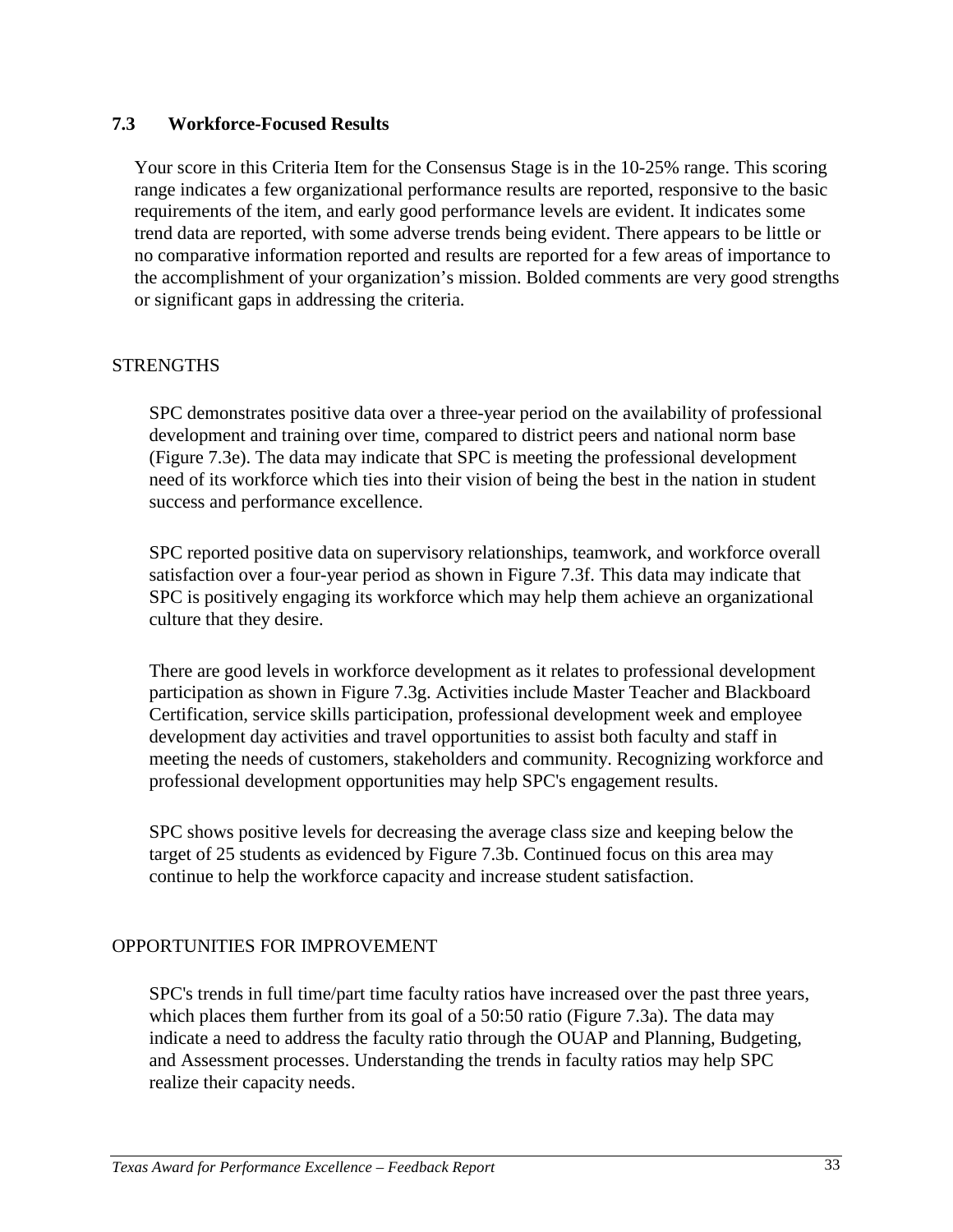## 7.3 Workforce-Focused Results

Your score in this Criteria Item for the Consensus Stage is in the 10-25% range. This scoring range indicates a few organizational performance results are reported, responsive to the basic requirements of the item, and early good performance levels are evident. It indicates some trend data are reported, with some adverse trends being evident. There appears to be little or no comparative information reported and results are reported for a few areas of importance to the accomplishment of your organization's mission. Bolded comments are very good strengths or significant gaps in addressing the criteria.

### STRENGTHS

SPC demonstrates positive data over a three-year period on the availability of professional development and training over time, compared to district peers and national norm base (Figure 7.3e). The data may indicate that SPC is meeting the professional development need of its workforce which ties into their vision of being the best in the nation in student success and performance excellence.

SPC reported positive data on supervisory relationships, teamwork, and workforce overall satisfaction over a four-year period as shown in Figure 7.3f. This data may indicate that SPC is positively engaging its workforce which may help them achieve an organizational culture that they desire.

There are good levels in workforce development as it relates to professional development participation as shown in Figure 7.3g. Activities include Master Teacher and Blackboard Certification, service skills participation, professional development week and employee development day activities and travel opportunities to assist both faculty and staff in meeting the needs of customers, stakeholders and community. Recognizing workforce and professional development opportunities may help SPC's engagement results.

SPC shows positive levels for decreasing the average class size and keeping below the target of 25 students as evidenced by Figure 7.3b. Continued focus on this area may continue to help the workforce capacity and increase student satisfaction.

### OPPORTUNITIES FOR IMPROVEMENT

SPC's trends in full time/part time faculty ratios have increased over the past three years, which places them further from its goal of a 50:50 ratio (Figure 7.3a). The data may indicate a need to address the faculty ratio through the OUAP and Planning, Budgeting, and Assessment processes. Understanding the trends in faculty ratios may help SPC realize their capacity needs.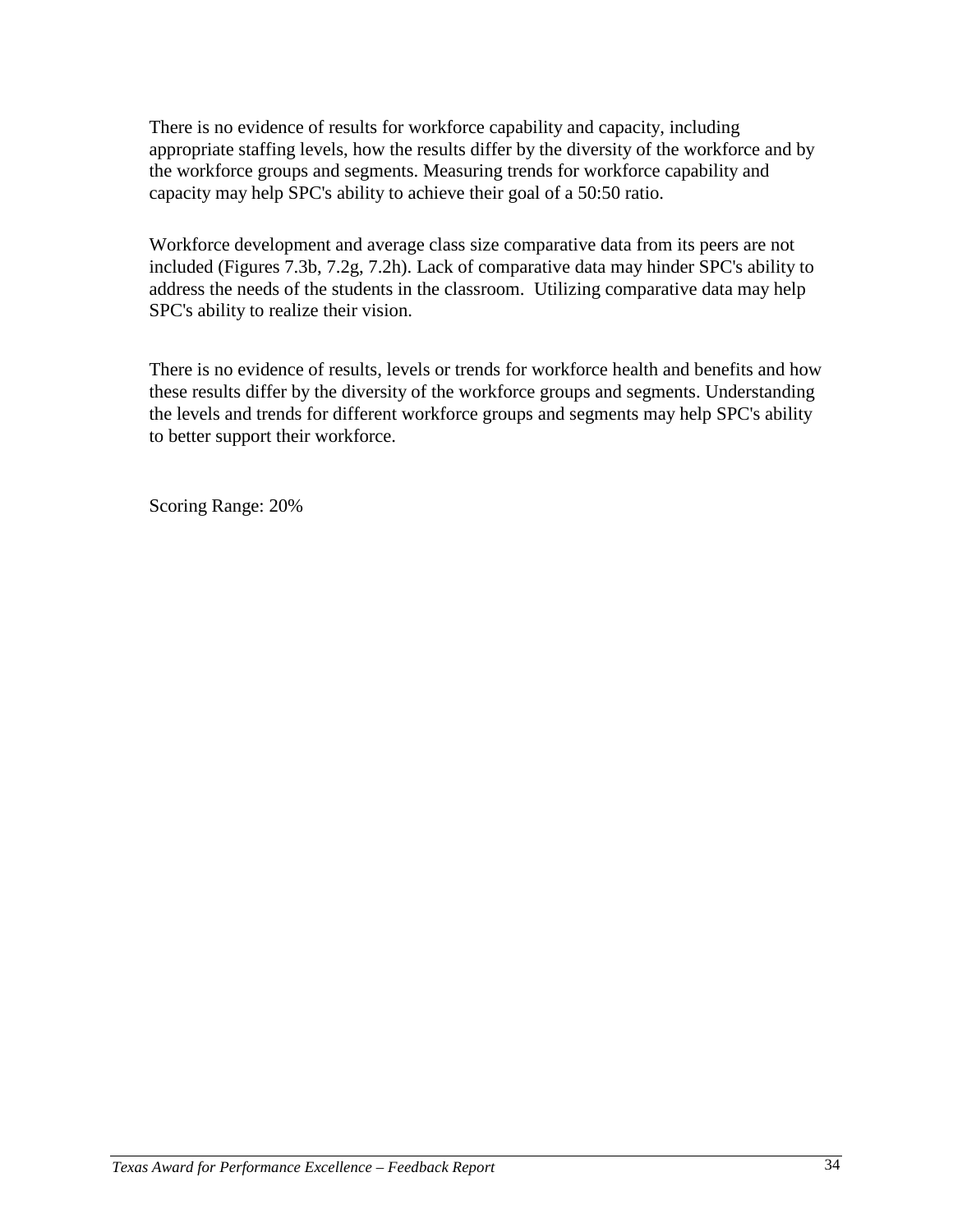There is no evidence of results for workforce capability and capacity, including appropriate staffing levels, how the results differ by the diversity of the workforce and by the workforce groups and segments. Measuring trends for workforce capability and capacity may help SPC's ability to achieve their goal of a 50:50 ratio.

Workforce development and average class size comparative data from its peers are not included (Figures 7.3b, 7.2g, 7.2h). Lack of comparative data may hinder SPC's ability to address the needs of the students in the classroom.  Utilizing comparative data may help SPC's ability to realize their vision.

There is no evidence of results, levels or trends for workforce health and benefits and how these results differ by the diversity of the workforce groups and segments. Understanding the levels and trends for different workforce groups and segments may help SPC's ability to better support their workforce.

Scoring Range: 20%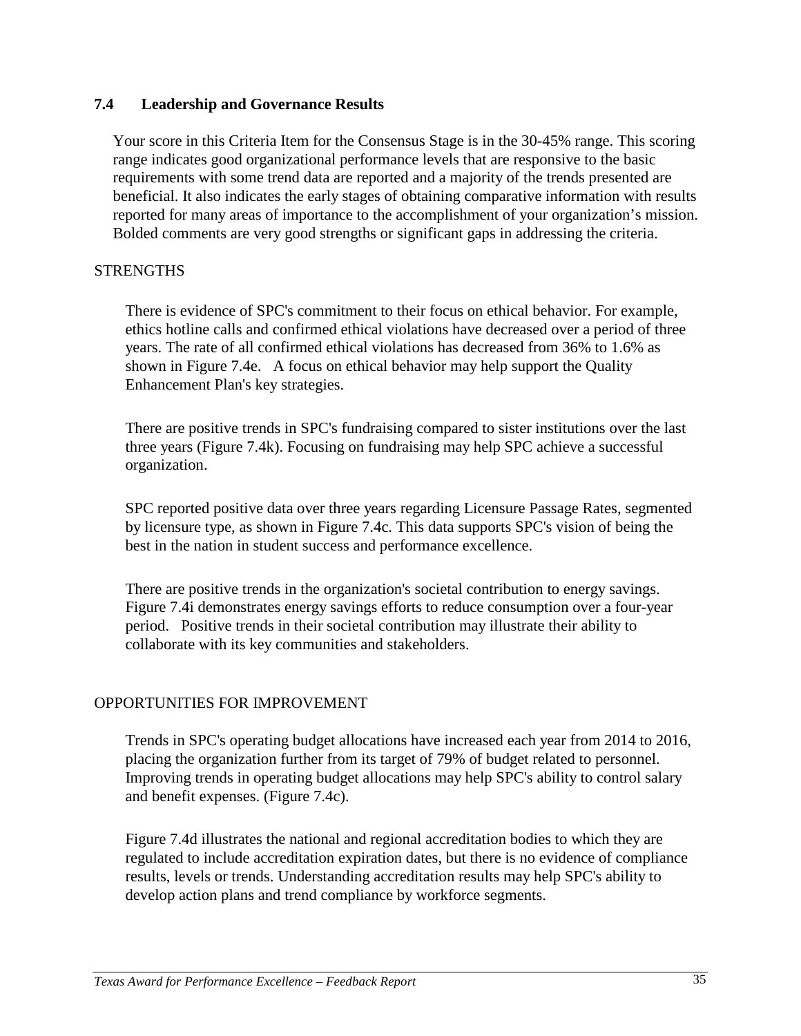## 7.4 Leadership and Governance Results

Your score in this Criteria Item for the Consensus Stage is in the 30-45% range. This scoring range indicates good organizational performance levels that are responsive to the basic requirements with some trend data are reported and a majority of the trends presented are beneficial. It also indicates the early stages of obtaining comparative information with results reported for many areas of importance to the accomplishment of your organization's mission. Bolded comments are very good strengths or significant gaps in addressing the criteria.

STRENGTHS

There is evidence of SPC's commitment to their focus on ethical behavior. For example, ethics hotline calls and confirmed ethical violations have decreased over a period of three years. The rate of all confirmed ethical violations has decreased from 36% to 1.6% as shown in Figure 7.4e. A focus on ethical behavior may help support the Quality Enhancement Plan's key strategies.

There are positive trends in SPC's fundraising compared to sister institutions over the last three years (Figure 7.4k). Focusing on fundraising may help SPC achieve a successful organization.

SPC reported positive data over three years regarding Licensure Passage Rates, segmented by licensure type, as shown in Figure 7.4c. This data supports SPC's vision of being the best in the nation in student success and performance excellence.

There are positive trends in the organization's societal contribution to energy savings. Figure 7.4i demonstrates energy savings efforts to reduce consumption over a four-year period. Positive trends in their societal contribution may illustrate their ability to collaborate with its key communities and stakeholders.

OPPORTUNITIES FOR IMPROVEMENT

Trends in SPC's operating budget allocations have increased each year from 2014 to 2016, placing the organization further from its target of 79% of budget related to personnel. Improving trends in operating budget allocations may help SPC's ability to control salary and benefit expenses. (Figure 7.4c).

Figure 7.4d illustrates the national and regional accreditation bodies to which they are regulated to include accreditation expiration dates, but there is no evidence of compliance results, levels or trends. Understanding accreditation results may help SPC's ability to develop action plans and trend compliance by workforce segments.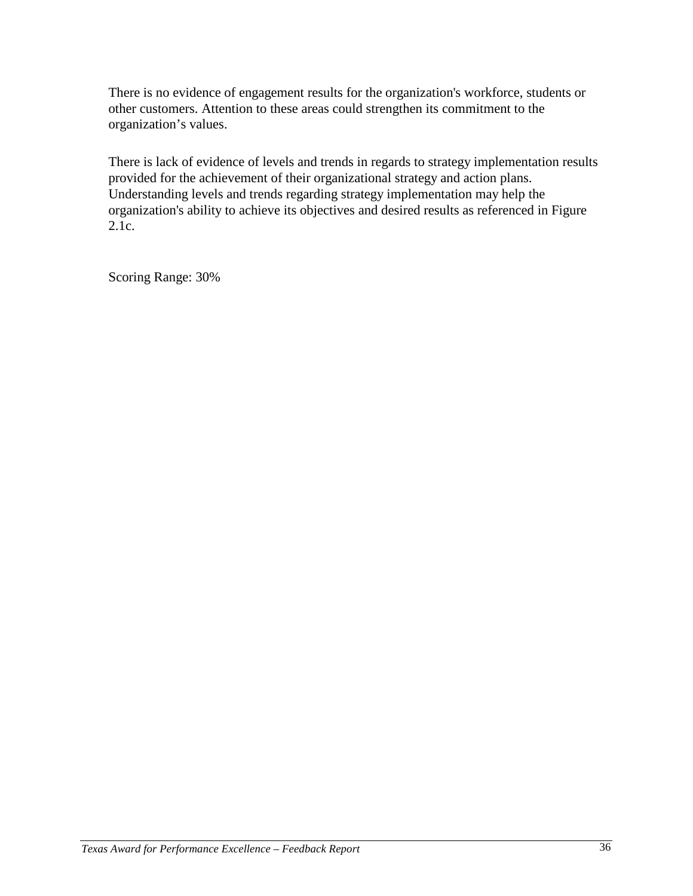There is no evidence of engagement results for the organization's workforce, students or other customers. Attention to these areas could strengthen its commitment to the organization's values.

There is lack of evidence of levels and trends in regards to strategy implementation results provided for the achievement of their organizational strategy and action plans. Understanding levels and trends regarding strategy implementation may help the organization's ability to achieve its objectives and desired results as referenced in Figure 2.1c.

Scoring Range: 30%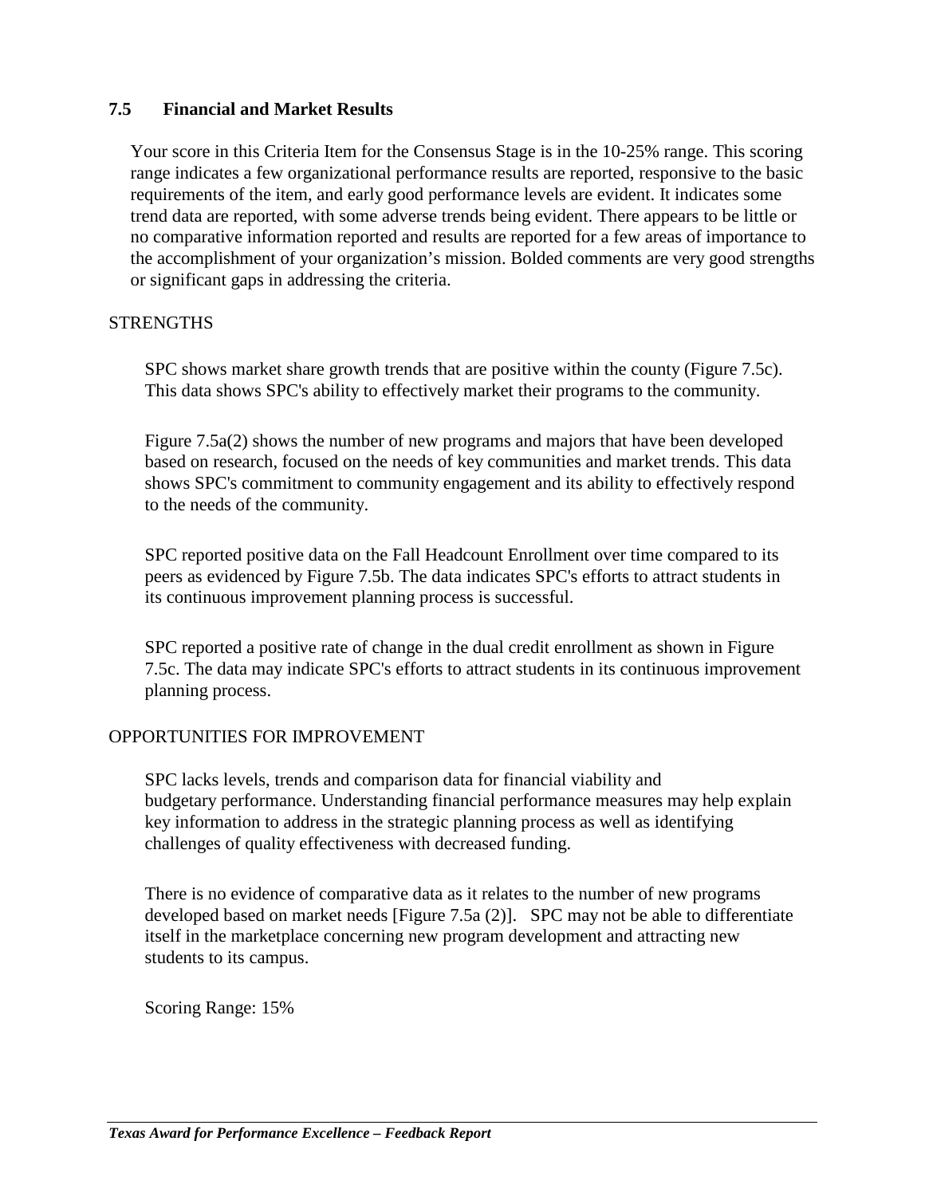## 7.5 Financial and Market Results

Your score in this Criteria Item for the Consensus Stage is in the 10-25% range. This scoring range indicates a few organizational performance results are reported, responsive to the basic requirements of the item, and early good performance levels are evident. It indicates some trend data are reported, with some adverse trends being evident. There appears to be little or no comparative information reported and results are reported for a few areas of importance to the accomplishment of your organization's mission. Bolded comments are very good strengths or significant gaps in addressing the criteria.

STRENGTHS

SPC shows market share growth trends that are positive within the county (Figure 7.5c). This data shows SPC's ability to effectively market their programs to the community.

Figure 7.5a(2) shows the number of new programs and majors that have been developed based on research, focused on the needs of key communities and market trends. This data shows SPC's commitment to community engagement and its ability to effectively respond to the needs of the community.

SPC reported positive data on the Fall Headcount Enrollment over time compared to its peers as evidenced by Figure 7.5b. The data indicates SPC's efforts to attract students in its continuous improvement planning process is successful.

SPC reported a positive rate of change in the dual credit enrollment as shown in Figure 7.5c. The data may indicate SPC's efforts to attract students in its continuous improvement planning process.

OPPORTUNITIES FOR IMPROVEMENT

SPC lacks levels, trends and comparison data for financial viability and budgetary performance. Understanding financial performance measures may help explain key information to address in the strategic planning process as well as identifying challenges of quality effectiveness with decreased funding.

There is no evidence of comparative data as it relates to the number of new programs developed based on market needs [Figure 7.5a (2)]. SPC may not be able to differentiate itself in the marketplace concerning new program development and attracting new students to its campus.

Scoring Range: 15%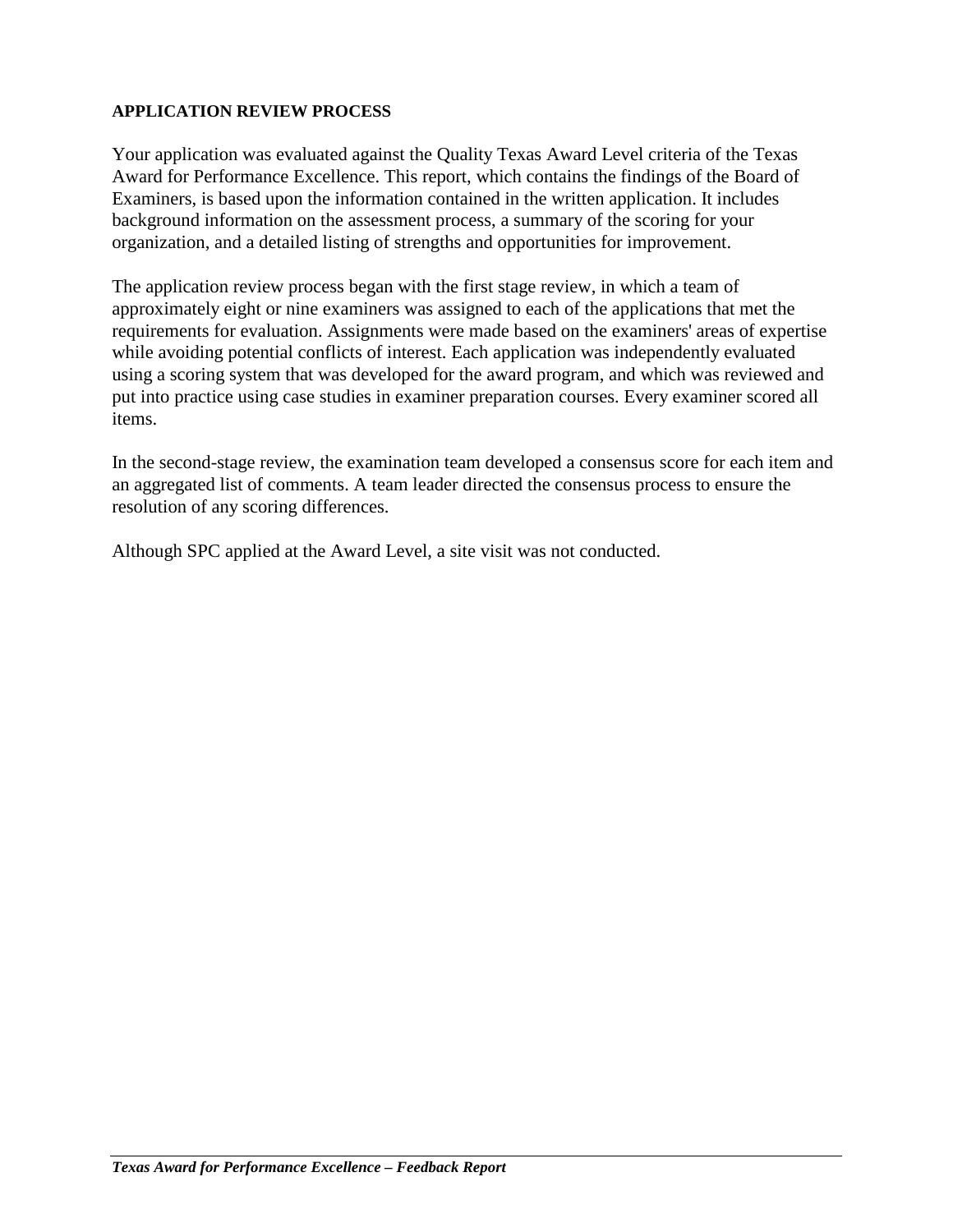**APPLICATION REVIEW PROCESS**

Your application was evaluated against the Quality Texas Award Level criteria of the Texas Award for Performance Excellence. This report, which contains the findings of the Board of Examiners, is based upon the information contained in the written application. It includes background information on the assessment process, a summary of the scoring for your organization, and a detailed listing of strengths and opportunities for improvement.

The application review process began with the first stage review, in which a team of approximately eight or nine examiners was assigned to each of the applications that met the requirements for evaluation. Assignments were made based on the examiners' areas of expertise while avoiding potential conflicts of interest. Each application was independently evaluated using a scoring system that was developed for the award program, and which was reviewed and put into practice using case studies in examiner preparation courses. Every examiner scored all items.

In the second-stage review, the examination team developed a consensus score for each item and an aggregated list of comments. A team leader directed the consensus process to ensure the resolution of any scoring differences.

Although SPC applied at the Award Level, a site visit was not conducted.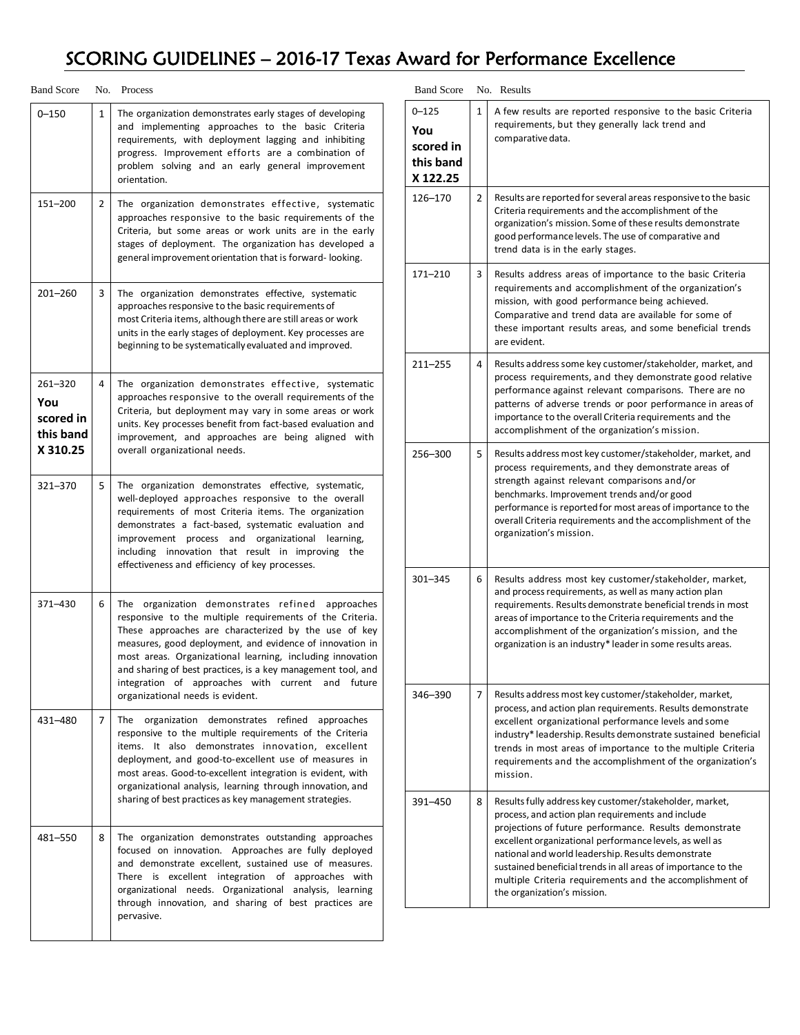# SCORING GUIDELINES – 2016-17 Texas Award for Performance Excellence

| Band Score | No. | Process |
|---|---|---|
| 0–150 | 1 | The organization demonstrates early stages of developing and implementing approaches to the basic Criteria requirements, with deployment lagging and inhibiting progress. Improvement efforts are a combination of problem solving and an early general improvement orientation. |
| 151–200 | 2 | The organization demonstrates effective, systematic approaches responsive to the basic requirements of the Criteria, but some areas or work units are in the early stages of deployment. The organization has developed a general improvement orientation that is forward- looking. |
| 201–260 | 3 | The organization demonstrates effective, systematic approaches responsive to the basic requirements of most Criteria items, although there are still areas or work units in the early stages of deployment. Key processes are beginning to be systematically evaluated and improved. |
| 261–320 **You scored in this band X 310.25** | 4 | The organization demonstrates effective, systematic approaches responsive to the overall requirements of the Criteria, but deployment may vary in some areas or work units. Key processes benefit from fact-based evaluation and improvement, and approaches are being aligned with overall organizational needs. |
| 321–370 | 5 | The organization demonstrates effective, systematic, well-deployed approaches responsive to the overall requirements of most Criteria items. The organization demonstrates a fact-based, systematic evaluation and improvement process and organizational learning, including innovation that result in improving the effectiveness and efficiency of key processes. |
| 371–430 | 6 | The organization demonstrates refined approaches responsive to the multiple requirements of the Criteria. These approaches are characterized by the use of key measures, good deployment, and evidence of innovation in most areas. Organizational learning, including innovation and sharing of best practices, is a key management tool, and integration of approaches with current and future organizational needs is evident. |
| 431–480 | 7 | The organization demonstrates refined approaches responsive to the multiple requirements of the Criteria items. It also demonstrates innovation, excellent deployment, and good-to-excellent use of measures in most areas. Good-to-excellent integration is evident, with organizational analysis, learning through innovation, and sharing of best practices as key management strategies. |
| 481–550 | 8 | The organization demonstrates outstanding approaches focused on innovation. Approaches are fully deployed and demonstrate excellent, sustained use of measures. There is excellent integration of approaches with organizational needs. Organizational analysis, learning through innovation, and sharing of best practices are pervasive. |

| Band Score | No. | Results |
|---|---|---|
| 0–125 **You scored in this band X 122.25** | 1 | A few results are reported responsive to the basic Criteria requirements, but they generally lack trend and comparative data. |
| 126–170 | 2 | Results are reported for several areas responsive to the basic Criteria requirements and the accomplishment of the organization's mission. Some of these results demonstrate good performance levels. The use of comparative and trend data is in the early stages. |
| 171–210 | 3 | Results address areas of importance to the basic Criteria requirements and accomplishment of the organization's mission, with good performance being achieved. Comparative and trend data are available for some of these important results areas, and some beneficial trends are evident. |
| 211–255 | 4 | Results address some key customer/stakeholder, market, and process requirements, and they demonstrate good relative performance against relevant comparisons. There are no patterns of adverse trends or poor performance in areas of importance to the overall Criteria requirements and the accomplishment of the organization's mission. |
| 256–300 | 5 | Results address most key customer/stakeholder, market, and process requirements, and they demonstrate areas of strength against relevant comparisons and/or benchmarks. Improvement trends and/or good performance is reported for most areas of importance to the overall Criteria requirements and the accomplishment of the organization's mission. |
| 301–345 | 6 | Results address most key customer/stakeholder, market, and process requirements, as well as many action plan requirements. Results demonstrate beneficial trends in most areas of importance to the Criteria requirements and the accomplishment of the organization's mission, and the organization is an industry* leader in some results areas. |
| 346–390 | 7 | Results address most key customer/stakeholder, market, process, and action plan requirements. Results demonstrate excellent organizational performance levels and some industry* leadership. Results demonstrate sustained beneficial trends in most areas of importance to the multiple Criteria requirements and the accomplishment of the organization's mission. |
| 391–450 | 8 | Results fully address key customer/stakeholder, market, process, and action plan requirements and include projections of future performance. Results demonstrate excellent organizational performance levels, as well as national and world leadership. Results demonstrate sustained beneficial trends in all areas of importance to the multiple Criteria requirements and the accomplishment of the organization's mission. |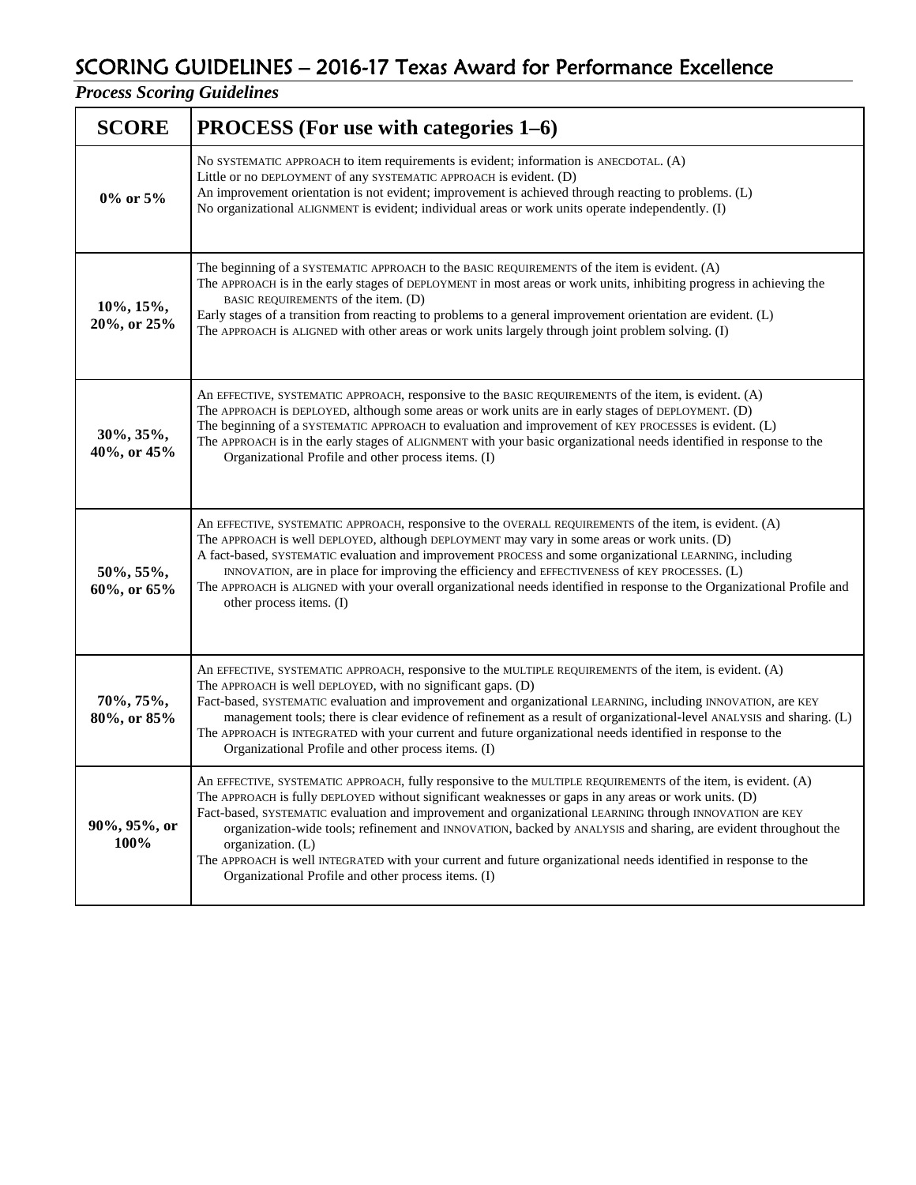# SCORING GUIDELINES – 2016-17 Texas Award for Performance Excellence

*Process Scoring Guidelines*

| SCORE | PROCESS (For use with categories 1–6) |
|---|---|
| 0% or 5% | No SYSTEMATIC APPROACH to item requirements is evident; information is ANECDOTAL. (A)<br>Little or no DEPLOYMENT of any SYSTEMATIC APPROACH is evident. (D)<br>An improvement orientation is not evident; improvement is achieved through reacting to problems. (L)<br>No organizational ALIGNMENT is evident; individual areas or work units operate independently. (I) |
| 10%, 15%, 20%, or 25% | The beginning of a SYSTEMATIC APPROACH to the BASIC REQUIREMENTS of the item is evident. (A)<br>The APPROACH is in the early stages of DEPLOYMENT in most areas or work units, inhibiting progress in achieving the BASIC REQUIREMENTS of the item. (D)<br>Early stages of a transition from reacting to problems to a general improvement orientation are evident. (L)<br>The APPROACH is ALIGNED with other areas or work units largely through joint problem solving. (I) |
| 30%, 35%, 40%, or 45% | An EFFECTIVE, SYSTEMATIC APPROACH, responsive to the BASIC REQUIREMENTS of the item, is evident. (A)<br>The APPROACH is DEPLOYED, although some areas or work units are in early stages of DEPLOYMENT. (D)<br>The beginning of a SYSTEMATIC APPROACH to evaluation and improvement of KEY PROCESSES is evident. (L)<br>The APPROACH is in the early stages of ALIGNMENT with your basic organizational needs identified in response to the Organizational Profile and other process items. (I) |
| 50%, 55%, 60%, or 65% | An EFFECTIVE, SYSTEMATIC APPROACH, responsive to the OVERALL REQUIREMENTS of the item, is evident. (A)<br>The APPROACH is well DEPLOYED, although DEPLOYMENT may vary in some areas or work units. (D)<br>A fact-based, SYSTEMATIC evaluation and improvement PROCESS and some organizational LEARNING, including INNOVATION, are in place for improving the efficiency and EFFECTIVENESS of KEY PROCESSES. (L)<br>The APPROACH is ALIGNED with your overall organizational needs identified in response to the Organizational Profile and other process items. (I) |
| 70%, 75%, 80%, or 85% | An EFFECTIVE, SYSTEMATIC APPROACH, responsive to the MULTIPLE REQUIREMENTS of the item, is evident. (A)<br>The APPROACH is well DEPLOYED, with no significant gaps. (D)<br>Fact-based, SYSTEMATIC evaluation and improvement and organizational LEARNING, including INNOVATION, are KEY management tools; there is clear evidence of refinement as a result of organizational-level ANALYSIS and sharing. (L)<br>The APPROACH is INTEGRATED with your current and future organizational needs identified in response to the Organizational Profile and other process items. (I) |
| 90%, 95%, or 100% | An EFFECTIVE, SYSTEMATIC APPROACH, fully responsive to the MULTIPLE REQUIREMENTS of the item, is evident. (A)<br>The APPROACH is fully DEPLOYED without significant weaknesses or gaps in any areas or work units. (D)<br>Fact-based, SYSTEMATIC evaluation and improvement and organizational LEARNING through INNOVATION are KEY organization-wide tools; refinement and INNOVATION, backed by ANALYSIS and sharing, are evident throughout the organization. (L)<br>The APPROACH is well INTEGRATED with your current and future organizational needs identified in response to the Organizational Profile and other process items. (I) |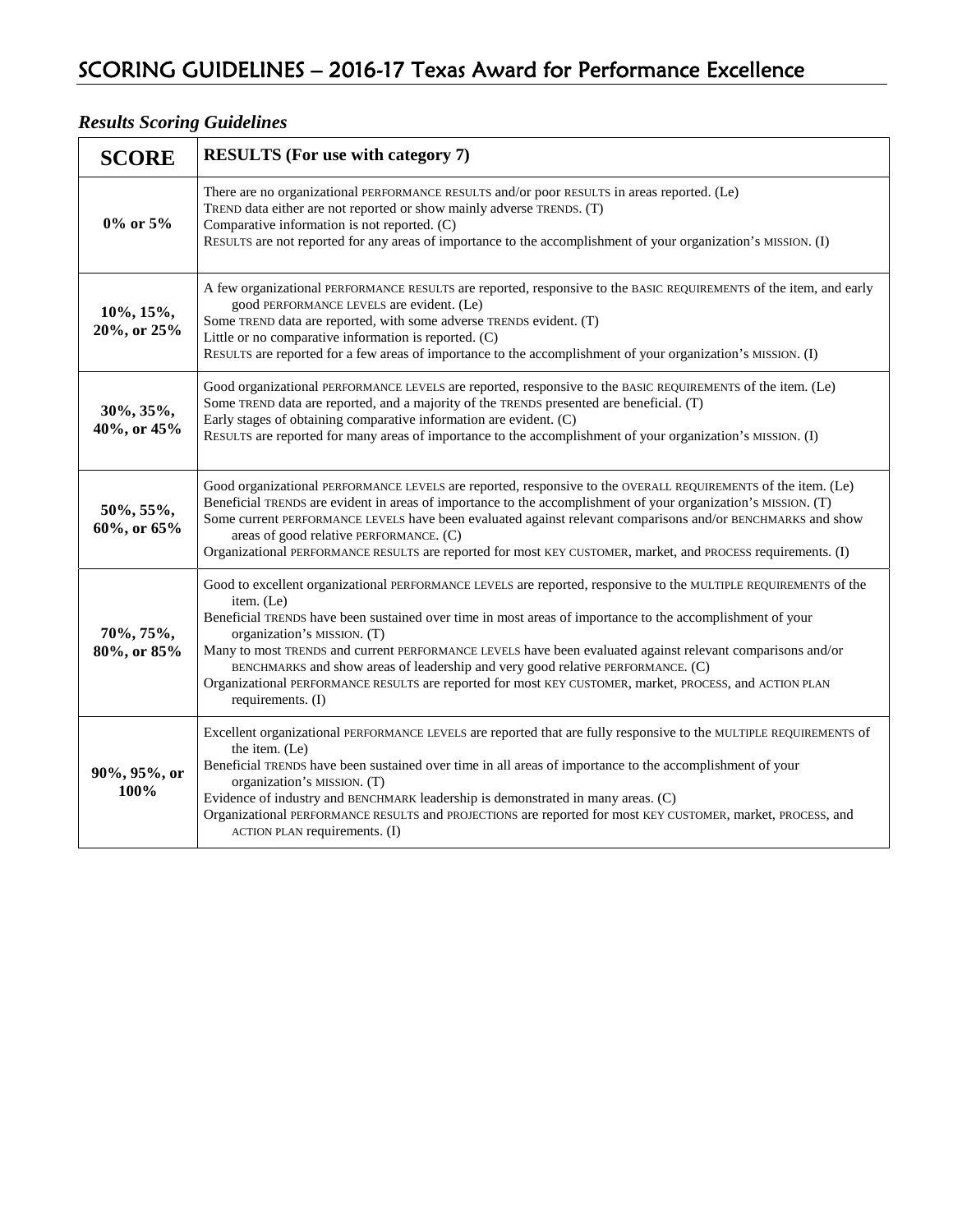# SCORING GUIDELINES – 2016-17 Texas Award for Performance Excellence

## *Results Scoring Guidelines*

| SCORE | RESULTS (For use with category 7) |
|---|---|
| 0% or 5% | There are no organizational PERFORMANCE RESULTS and/or poor RESULTS in areas reported. (Le)<br>TREND data either are not reported or show mainly adverse TRENDS. (T)<br>Comparative information is not reported. (C)<br>RESULTS are not reported for any areas of importance to the accomplishment of your organization's MISSION. (I) |
| 10%, 15%, 20%, or 25% | A few organizational PERFORMANCE RESULTS are reported, responsive to the BASIC REQUIREMENTS of the item, and early good PERFORMANCE LEVELS are evident. (Le)<br>Some TREND data are reported, with some adverse TRENDS evident. (T)<br>Little or no comparative information is reported. (C)<br>RESULTS are reported for a few areas of importance to the accomplishment of your organization's MISSION. (I) |
| 30%, 35%, 40%, or 45% | Good organizational PERFORMANCE LEVELS are reported, responsive to the BASIC REQUIREMENTS of the item. (Le)<br>Some TREND data are reported, and a majority of the TRENDS presented are beneficial. (T)<br>Early stages of obtaining comparative information are evident. (C)<br>RESULTS are reported for many areas of importance to the accomplishment of your organization's MISSION. (I) |
| 50%, 55%, 60%, or 65% | Good organizational PERFORMANCE LEVELS are reported, responsive to the OVERALL REQUIREMENTS of the item. (Le)<br>Beneficial TRENDS are evident in areas of importance to the accomplishment of your organization's MISSION. (T)<br>Some current PERFORMANCE LEVELS have been evaluated against relevant comparisons and/or BENCHMARKS and show areas of good relative PERFORMANCE. (C)<br>Organizational PERFORMANCE RESULTS are reported for most KEY CUSTOMER, market, and PROCESS requirements. (I) |
| 70%, 75%, 80%, or 85% | Good to excellent organizational PERFORMANCE LEVELS are reported, responsive to the MULTIPLE REQUIREMENTS of the item. (Le)<br>Beneficial TRENDS have been sustained over time in most areas of importance to the accomplishment of your organization's MISSION. (T)<br>Many to most TRENDS and current PERFORMANCE LEVELS have been evaluated against relevant comparisons and/or BENCHMARKS and show areas of leadership and very good relative PERFORMANCE. (C)<br>Organizational PERFORMANCE RESULTS are reported for most KEY CUSTOMER, market, PROCESS, and ACTION PLAN requirements. (I) |
| 90%, 95%, or 100% | Excellent organizational PERFORMANCE LEVELS are reported that are fully responsive to the MULTIPLE REQUIREMENTS of the item. (Le)<br>Beneficial TRENDS have been sustained over time in all areas of importance to the accomplishment of your organization's MISSION. (T)<br>Evidence of industry and BENCHMARK leadership is demonstrated in many areas. (C)<br>Organizational PERFORMANCE RESULTS and PROJECTIONS are reported for most KEY CUSTOMER, market, PROCESS, and ACTION PLAN requirements. (I) |